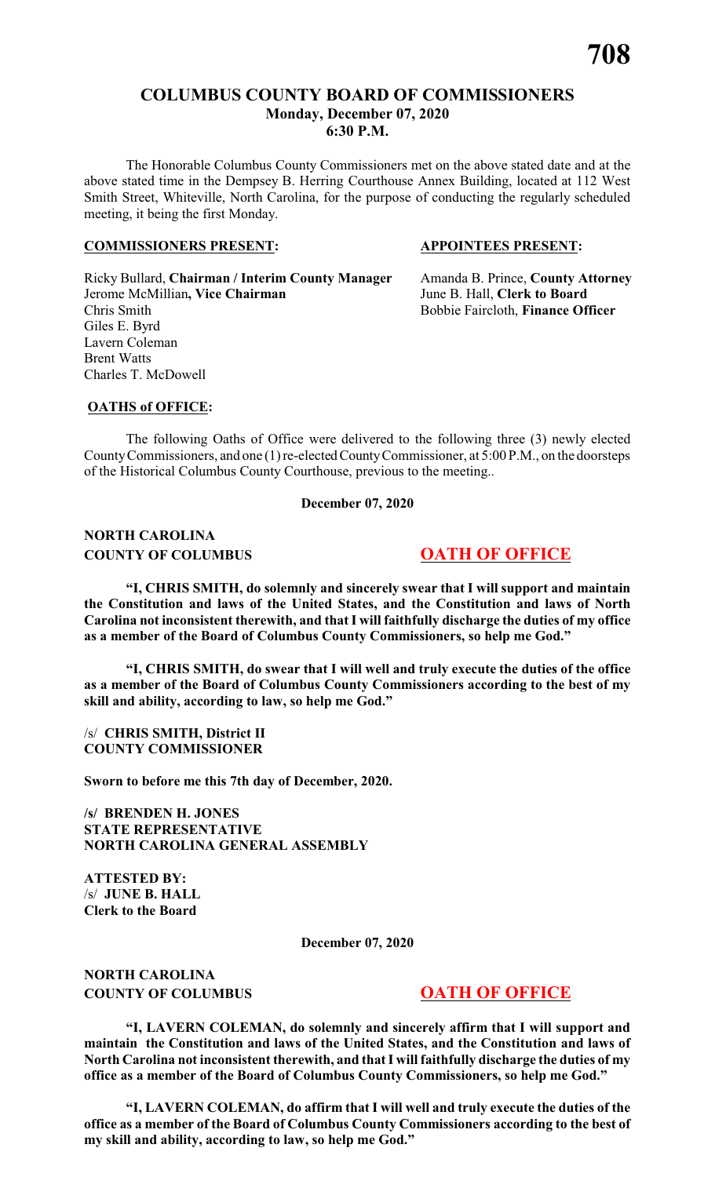# COLUMBUS COUNTY BOARD OF COMMISSIONERS

**Monday, December 07, 2020**
**6:30 P.M.**

The Honorable Columbus County Commissioners met on the above stated date and at the above stated time in the Dempsey B. Herring Courthouse Annex Building, located at 112 West Smith Street, Whiteville, North Carolina, for the purpose of conducting the regularly scheduled meeting, it being the first Monday.

| **COMMISSIONERS PRESENT:** | **APPOINTEES PRESENT:** |
|---|---|
| Ricky Bullard, **Chairman / Interim County Manager** | Amanda B. Prince, **County Attorney** |
| Jerome McMillian**, Vice Chairman** | June B. Hall, **Clerk to Board** |
| Chris Smith | Bobbie Faircloth, **Finance Officer** |
| Giles E. Byrd | |
| Lavern Coleman | |
| Brent Watts | |
| Charles T. McDowell | |

**OATHS of OFFICE:**

The following Oaths of Office were delivered to the following three (3) newly elected County Commissioners, and one (1) re-elected County Commissioner, at 5:00 P.M., on the doorsteps of the Historical Columbus County Courthouse, previous to the meeting..

**December 07, 2020**

**NORTH CAROLINA**
**COUNTY OF COLUMBUS** **OATH OF OFFICE**

**"I, CHRIS SMITH, do solemnly and sincerely swear that I will support and maintain the Constitution and laws of the United States, and the Constitution and laws of North Carolina not inconsistent therewith, and that I will faithfully discharge the duties of my office as a member of the Board of Columbus County Commissioners, so help me God."**

**"I, CHRIS SMITH, do swear that I will well and truly execute the duties of the office as a member of the Board of Columbus County Commissioners according to the best of my skill and ability, according to law, so help me God."**

/s/ **CHRIS SMITH, District II**
**COUNTY COMMISSIONER**

**Sworn to before me this 7th day of December, 2020.**

**/s/ BRENDEN H. JONES**
**STATE REPRESENTATIVE**
**NORTH CAROLINA GENERAL ASSEMBLY**

**ATTESTED BY:**
/s/ **JUNE B. HALL**
**Clerk to the Board**

**December 07, 2020**

**NORTH CAROLINA**
**COUNTY OF COLUMBUS** **OATH OF OFFICE**

**"I, LAVERN COLEMAN, do solemnly and sincerely affirm that I will support and maintain the Constitution and laws of the United States, and the Constitution and laws of North Carolina not inconsistent therewith, and that I will faithfully discharge the duties of my office as a member of the Board of Columbus County Commissioners, so help me God."**

**"I, LAVERN COLEMAN, do affirm that I will well and truly execute the duties of the office as a member of the Board of Columbus County Commissioners according to the best of my skill and ability, according to law, so help me God."**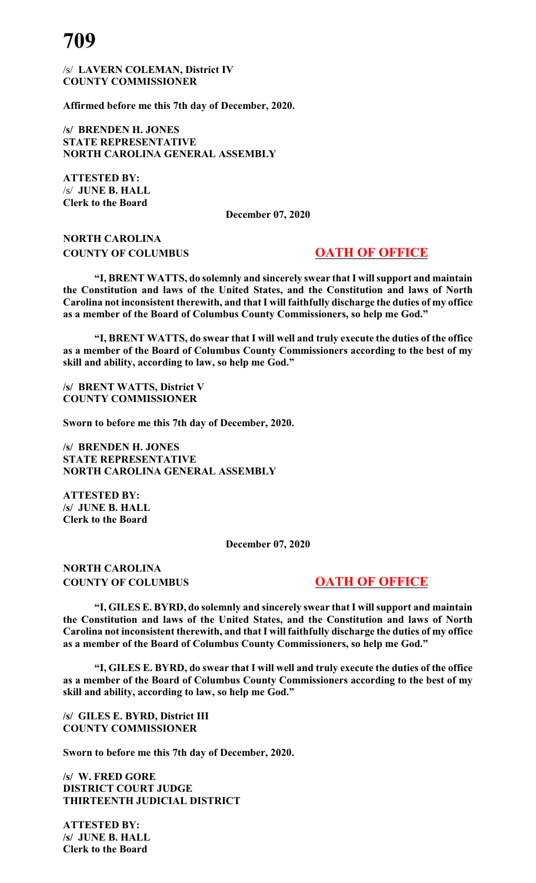/s/ **LAVERN COLEMAN, District IV**
**COUNTY COMMISSIONER**

**Affirmed before me this 7th day of December, 2020.**

**/s/ BRENDEN H. JONES**
**STATE REPRESENTATIVE**
**NORTH CAROLINA GENERAL ASSEMBLY**

**ATTESTED BY:**
/s/ **JUNE B. HALL**
**Clerk to the Board**

**December 07, 2020**

**NORTH CAROLINA**
**COUNTY OF COLUMBUS**

## OATH OF OFFICE

**"I, BRENT WATTS, do solemnly and sincerely swear that I will support and maintain the Constitution and laws of the United States, and the Constitution and laws of North Carolina not inconsistent therewith, and that I will faithfully discharge the duties of my office as a member of the Board of Columbus County Commissioners, so help me God."**

**"I, BRENT WATTS, do swear that I will well and truly execute the duties of the office as a member of the Board of Columbus County Commissioners according to the best of my skill and ability, according to law, so help me God."**

**/s/ BRENT WATTS, District V**
**COUNTY COMMISSIONER**

**Sworn to before me this 7th day of December, 2020.**

**/s/ BRENDEN H. JONES**
**STATE REPRESENTATIVE**
**NORTH CAROLINA GENERAL ASSEMBLY**

**ATTESTED BY:**
**/s/ JUNE B. HALL**
**Clerk to the Board**

**December 07, 2020**

**NORTH CAROLINA**
**COUNTY OF COLUMBUS**

## OATH OF OFFICE

**"I, GILES E. BYRD, do solemnly and sincerely swear that I will support and maintain the Constitution and laws of the United States, and the Constitution and laws of North Carolina not inconsistent therewith, and that I will faithfully discharge the duties of my office as a member of the Board of Columbus County Commissioners, so help me God."**

**"I, GILES E. BYRD, do swear that I will well and truly execute the duties of the office as a member of the Board of Columbus County Commissioners according to the best of my skill and ability, according to law, so help me God."**

**/s/ GILES E. BYRD, District III**
**COUNTY COMMISSIONER**

**Sworn to before me this 7th day of December, 2020.**

**/s/ W. FRED GORE**
**DISTRICT COURT JUDGE**
**THIRTEENTH JUDICIAL DISTRICT**

**ATTESTED BY:**
**/s/ JUNE B. HALL**
**Clerk to the Board**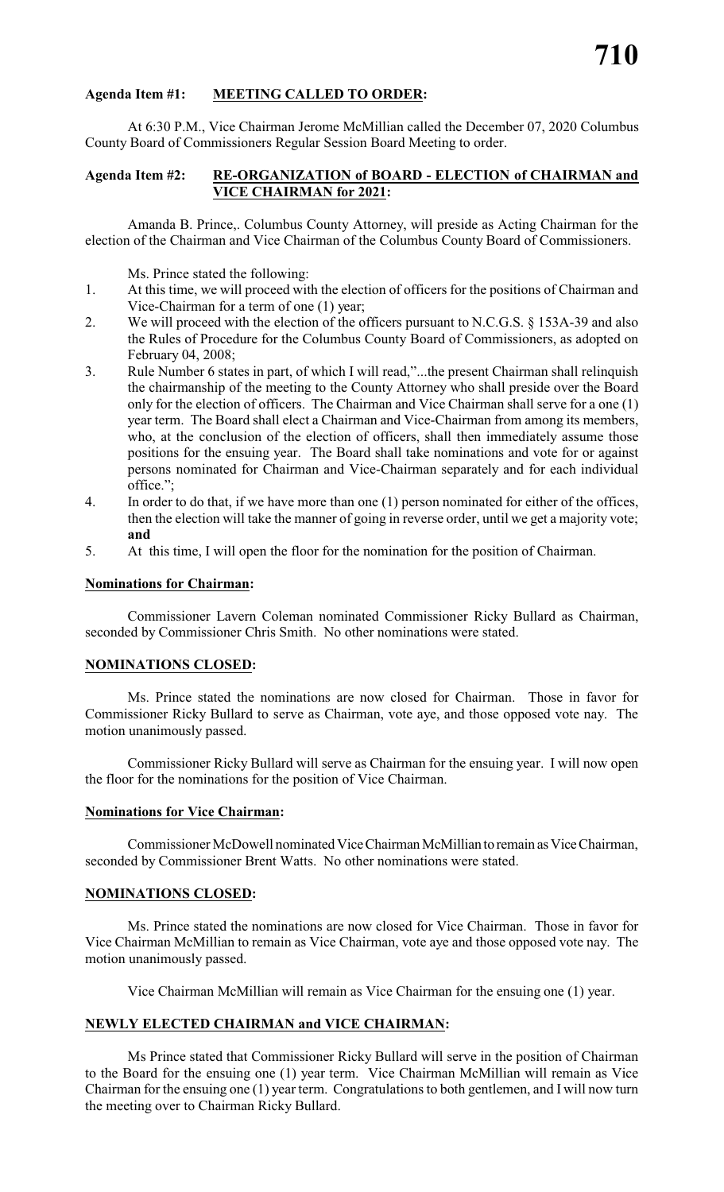**Agenda Item #1: MEETING CALLED TO ORDER:**

At 6:30 P.M., Vice Chairman Jerome McMillian called the December 07, 2020 Columbus County Board of Commissioners Regular Session Board Meeting to order.

**Agenda Item #2: RE-ORGANIZATION of BOARD - ELECTION of CHAIRMAN and VICE CHAIRMAN for 2021:**

Amanda B. Prince,. Columbus County Attorney, will preside as Acting Chairman for the election of the Chairman and Vice Chairman of the Columbus County Board of Commissioners.

Ms. Prince stated the following:

1. At this time, we will proceed with the election of officers for the positions of Chairman and Vice-Chairman for a term of one (1) year;
2. We will proceed with the election of the officers pursuant to N.C.G.S. § 153A-39 and also the Rules of Procedure for the Columbus County Board of Commissioners, as adopted on February 04, 2008;
3. Rule Number 6 states in part, of which I will read,"...the present Chairman shall relinquish the chairmanship of the meeting to the County Attorney who shall preside over the Board only for the election of officers. The Chairman and Vice Chairman shall serve for a one (1) year term. The Board shall elect a Chairman and Vice-Chairman from among its members, who, at the conclusion of the election of officers, shall then immediately assume those positions for the ensuing year. The Board shall take nominations and vote for or against persons nominated for Chairman and Vice-Chairman separately and for each individual office.";
4. In order to do that, if we have more than one (1) person nominated for either of the offices, then the election will take the manner of going in reverse order, until we get a majority vote; **and**
5. At this time, I will open the floor for the nomination for the position of Chairman.

**Nominations for Chairman:**

Commissioner Lavern Coleman nominated Commissioner Ricky Bullard as Chairman, seconded by Commissioner Chris Smith. No other nominations were stated.

**NOMINATIONS CLOSED:**

Ms. Prince stated the nominations are now closed for Chairman. Those in favor for Commissioner Ricky Bullard to serve as Chairman, vote aye, and those opposed vote nay. The motion unanimously passed.

Commissioner Ricky Bullard will serve as Chairman for the ensuing year. I will now open the floor for the nominations for the position of Vice Chairman.

**Nominations for Vice Chairman:**

Commissioner McDowell nominated Vice Chairman McMillian to remain as Vice Chairman, seconded by Commissioner Brent Watts. No other nominations were stated.

**NOMINATIONS CLOSED:**

Ms. Prince stated the nominations are now closed for Vice Chairman. Those in favor for Vice Chairman McMillian to remain as Vice Chairman, vote aye and those opposed vote nay. The motion unanimously passed.

Vice Chairman McMillian will remain as Vice Chairman for the ensuing one (1) year.

**NEWLY ELECTED CHAIRMAN and VICE CHAIRMAN:**

Ms Prince stated that Commissioner Ricky Bullard will serve in the position of Chairman to the Board for the ensuing one (1) year term. Vice Chairman McMillian will remain as Vice Chairman for the ensuing one (1) year term. Congratulations to both gentlemen, and I will now turn the meeting over to Chairman Ricky Bullard.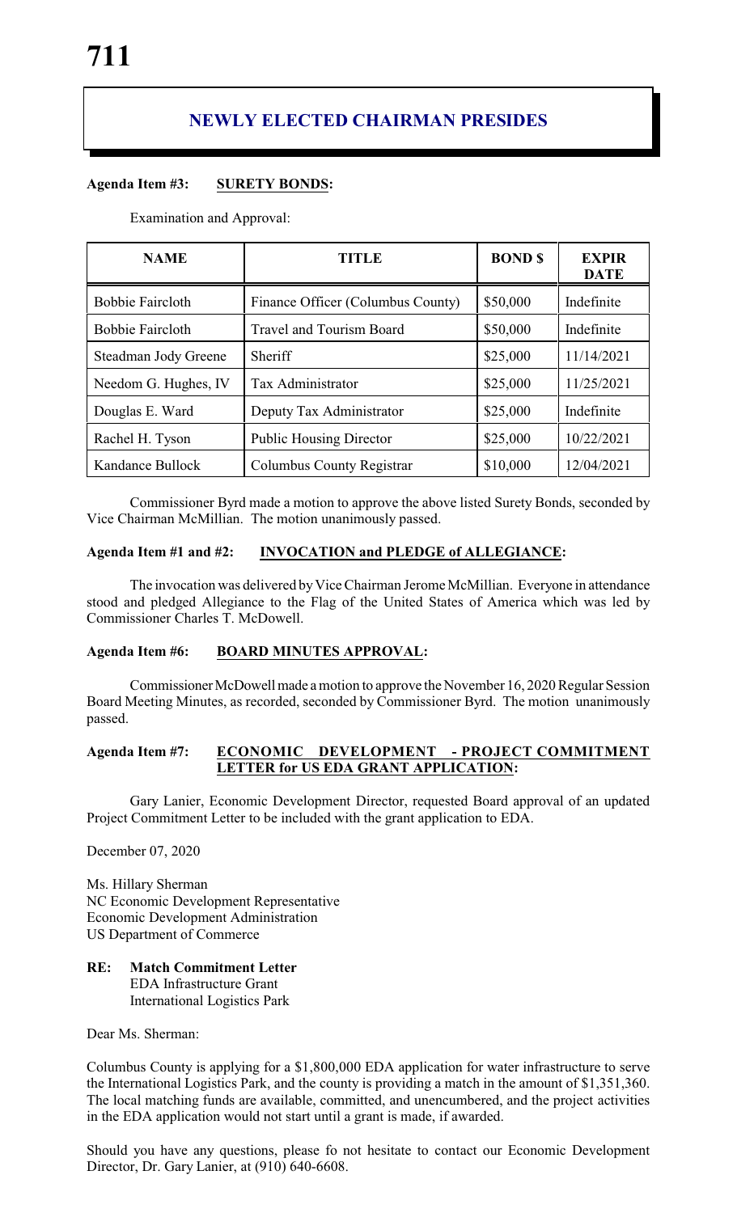## NEWLY ELECTED CHAIRMAN PRESIDES

**Agenda Item #3: SURETY BONDS:**

Examination and Approval:

| NAME | TITLE | BOND $ | EXPIR DATE |
|---|---|---|---|
| Bobbie Faircloth | Finance Officer (Columbus County) | $50,000 | Indefinite |
| Bobbie Faircloth | Travel and Tourism Board | $50,000 | Indefinite |
| Steadman Jody Greene | Sheriff | $25,000 | 11/14/2021 |
| Needom G. Hughes, IV | Tax Administrator | $25,000 | 11/25/2021 |
| Douglas E. Ward | Deputy Tax Administrator | $25,000 | Indefinite |
| Rachel H. Tyson | Public Housing Director | $25,000 | 10/22/2021 |
| Kandance Bullock | Columbus County Registrar | $10,000 | 12/04/2021 |

Commissioner Byrd made a motion to approve the above listed Surety Bonds, seconded by Vice Chairman McMillian. The motion unanimously passed.

**Agenda Item #1 and #2: INVOCATION and PLEDGE of ALLEGIANCE:**

The invocation was delivered by Vice Chairman Jerome McMillian. Everyone in attendance stood and pledged Allegiance to the Flag of the United States of America which was led by Commissioner Charles T. McDowell.

**Agenda Item #6: BOARD MINUTES APPROVAL:**

Commissioner McDowell made a motion to approve the November 16, 2020 Regular Session Board Meeting Minutes, as recorded, seconded by Commissioner Byrd. The motion unanimously passed.

**Agenda Item #7: ECONOMIC DEVELOPMENT - PROJECT COMMITMENT LETTER for US EDA GRANT APPLICATION:**

Gary Lanier, Economic Development Director, requested Board approval of an updated Project Commitment Letter to be included with the grant application to EDA.

December 07, 2020

Ms. Hillary Sherman
NC Economic Development Representative
Economic Development Administration
US Department of Commerce

**RE: Match Commitment Letter**
EDA Infrastructure Grant
International Logistics Park

Dear Ms. Sherman:

Columbus County is applying for a $1,800,000 EDA application for water infrastructure to serve the International Logistics Park, and the county is providing a match in the amount of $1,351,360. The local matching funds are available, committed, and unencumbered, and the project activities in the EDA application would not start until a grant is made, if awarded.

Should you have any questions, please fo not hesitate to contact our Economic Development Director, Dr. Gary Lanier, at (910) 640-6608.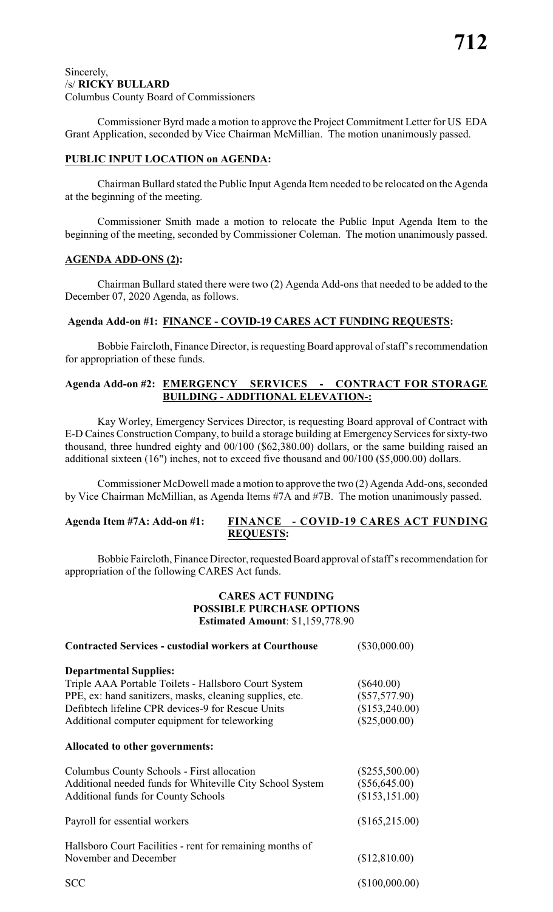Sincerely,
/s/ **RICKY BULLARD**
Columbus County Board of Commissioners

Commissioner Byrd made a motion to approve the Project Commitment Letter for US EDA Grant Application, seconded by Vice Chairman McMillian. The motion unanimously passed.

## PUBLIC INPUT LOCATION on AGENDA:

Chairman Bullard stated the Public Input Agenda Item needed to be relocated on the Agenda at the beginning of the meeting.

Commissioner Smith made a motion to relocate the Public Input Agenda Item to the beginning of the meeting, seconded by Commissioner Coleman. The motion unanimously passed.

## AGENDA ADD-ONS (2):

Chairman Bullard stated there were two (2) Agenda Add-ons that needed to be added to the December 07, 2020 Agenda, as follows.

### Agenda Add-on #1: FINANCE - COVID-19 CARES ACT FUNDING REQUESTS:

Bobbie Faircloth, Finance Director, is requesting Board approval of staff's recommendation for appropriation of these funds.

### Agenda Add-on #2: EMERGENCY SERVICES - CONTRACT FOR STORAGE BUILDING - ADDITIONAL ELEVATION-:

Kay Worley, Emergency Services Director, is requesting Board approval of Contract with E-D Caines Construction Company, to build a storage building at Emergency Services for sixty-two thousand, three hundred eighty and 00/100 ($62,380.00) dollars, or the same building raised an additional sixteen (16") inches, not to exceed five thousand and 00/100 ($5,000.00) dollars.

Commissioner McDowell made a motion to approve the two (2) Agenda Add-ons, seconded by Vice Chairman McMillian, as Agenda Items #7A and #7B. The motion unanimously passed.

### Agenda Item #7A: Add-on #1: FINANCE - COVID-19 CARES ACT FUNDING REQUESTS:

Bobbie Faircloth, Finance Director, requested Board approval of staff's recommendation for appropriation of the following CARES Act funds.

**CARES ACT FUNDING**
**POSSIBLE PURCHASE OPTIONS**
**Estimated Amount**: $1,159,778.90

| | |
|---|---|
| **Contracted Services - custodial workers at Courthouse** | ($30,000.00) |
| **Departmental Supplies:** | |
| Triple AAA Portable Toilets - Hallsboro Court System | ($640.00) |
| PPE, ex: hand sanitizers, masks, cleaning supplies, etc. | ($57,577.90) |
| Defibtech lifeline CPR devices-9 for Rescue Units | ($153,240.00) |
| Additional computer equipment for teleworking | ($25,000.00) |
| **Allocated to other governments:** | |
| Columbus County Schools - First allocation | ($255,500.00) |
| Additional needed funds for Whiteville City School System | ($56,645.00) |
| Additional funds for County Schools | ($153,151.00) |
| Payroll for essential workers | ($165,215.00) |
| Hallsboro Court Facilities - rent for remaining months of November and December | ($12,810.00) |
| SCC | ($100,000.00) |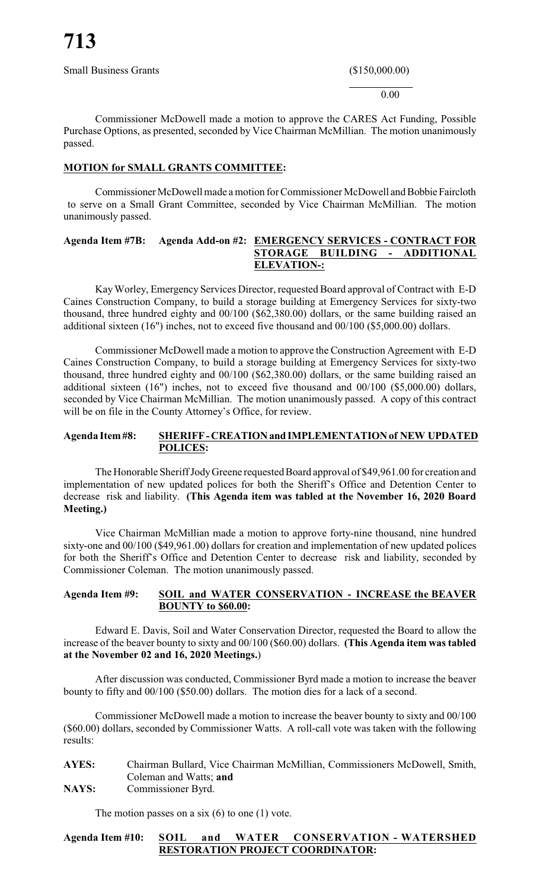Small Business Grants ($150,000.00)

0.00

Commissioner McDowell made a motion to approve the CARES Act Funding, Possible Purchase Options, as presented, seconded by Vice Chairman McMillian. The motion unanimously passed.

**MOTION for SMALL GRANTS COMMITTEE:**

Commissioner McDowell made a motion for Commissioner McDowell and Bobbie Faircloth to serve on a Small Grant Committee, seconded by Vice Chairman McMillian. The motion unanimously passed.

**Agenda Item #7B: Agenda Add-on #2: EMERGENCY SERVICES - CONTRACT FOR STORAGE BUILDING - ADDITIONAL ELEVATION-:**

Kay Worley, Emergency Services Director, requested Board approval of Contract with E-D Caines Construction Company, to build a storage building at Emergency Services for sixty-two thousand, three hundred eighty and 00/100 ($62,380.00) dollars, or the same building raised an additional sixteen (16") inches, not to exceed five thousand and 00/100 ($5,000.00) dollars.

Commissioner McDowell made a motion to approve the Construction Agreement with E-D Caines Construction Company, to build a storage building at Emergency Services for sixty-two thousand, three hundred eighty and 00/100 ($62,380.00) dollars, or the same building raised an additional sixteen (16") inches, not to exceed five thousand and 00/100 ($5,000.00) dollars, seconded by Vice Chairman McMillian. The motion unanimously passed. A copy of this contract will be on file in the County Attorney's Office, for review.

**Agenda Item #8: SHERIFF - CREATION and IMPLEMENTATION of NEW UPDATED POLICES:**

The Honorable Sheriff Jody Greene requested Board approval of $49,961.00 for creation and implementation of new updated polices for both the Sheriff's Office and Detention Center to decrease risk and liability. **(This Agenda item was tabled at the November 16, 2020 Board Meeting.)**

Vice Chairman McMillian made a motion to approve forty-nine thousand, nine hundred sixty-one and 00/100 ($49,961.00) dollars for creation and implementation of new updated polices for both the Sheriff's Office and Detention Center to decrease risk and liability, seconded by Commissioner Coleman. The motion unanimously passed.

**Agenda Item #9: SOIL and WATER CONSERVATION - INCREASE the BEAVER BOUNTY to $60.00:**

Edward E. Davis, Soil and Water Conservation Director, requested the Board to allow the increase of the beaver bounty to sixty and 00/100 ($60.00) dollars. **(This Agenda item was tabled at the November 02 and 16, 2020 Meetings.)**

After discussion was conducted, Commissioner Byrd made a motion to increase the beaver bounty to fifty and 00/100 ($50.00) dollars. The motion dies for a lack of a second.

Commissioner McDowell made a motion to increase the beaver bounty to sixty and 00/100 ($60.00) dollars, seconded by Commissioner Watts. A roll-call vote was taken with the following results:

**AYES:** Chairman Bullard, Vice Chairman McMillian, Commissioners McDowell, Smith, Coleman and Watts; **and**
**NAYS:** Commissioner Byrd.

The motion passes on a six (6) to one (1) vote.

**Agenda Item #10: SOIL and WATER CONSERVATION - WATERSHED RESTORATION PROJECT COORDINATOR:**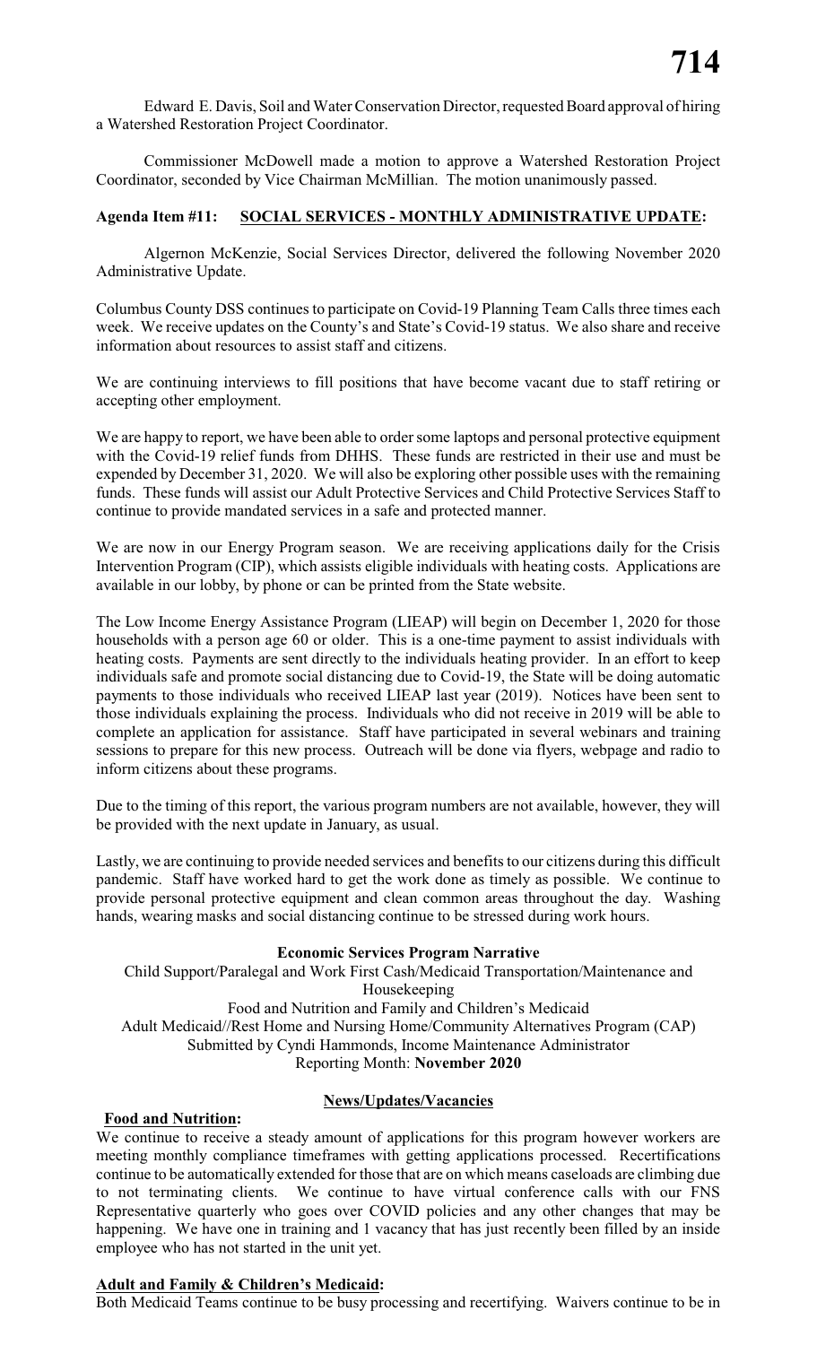Edward E. Davis, Soil and Water Conservation Director, requested Board approval of hiring a Watershed Restoration Project Coordinator.

Commissioner McDowell made a motion to approve a Watershed Restoration Project Coordinator, seconded by Vice Chairman McMillian. The motion unanimously passed.

**Agenda Item #11: SOCIAL SERVICES - MONTHLY ADMINISTRATIVE UPDATE:**

Algernon McKenzie, Social Services Director, delivered the following November 2020 Administrative Update.

Columbus County DSS continues to participate on Covid-19 Planning Team Calls three times each week. We receive updates on the County's and State's Covid-19 status. We also share and receive information about resources to assist staff and citizens.

We are continuing interviews to fill positions that have become vacant due to staff retiring or accepting other employment.

We are happy to report, we have been able to order some laptops and personal protective equipment with the Covid-19 relief funds from DHHS. These funds are restricted in their use and must be expended by December 31, 2020. We will also be exploring other possible uses with the remaining funds. These funds will assist our Adult Protective Services and Child Protective Services Staff to continue to provide mandated services in a safe and protected manner.

We are now in our Energy Program season. We are receiving applications daily for the Crisis Intervention Program (CIP), which assists eligible individuals with heating costs. Applications are available in our lobby, by phone or can be printed from the State website.

The Low Income Energy Assistance Program (LIEAP) will begin on December 1, 2020 for those households with a person age 60 or older. This is a one-time payment to assist individuals with heating costs. Payments are sent directly to the individuals heating provider. In an effort to keep individuals safe and promote social distancing due to Covid-19, the State will be doing automatic payments to those individuals who received LIEAP last year (2019). Notices have been sent to those individuals explaining the process. Individuals who did not receive in 2019 will be able to complete an application for assistance. Staff have participated in several webinars and training sessions to prepare for this new process. Outreach will be done via flyers, webpage and radio to inform citizens about these programs.

Due to the timing of this report, the various program numbers are not available, however, they will be provided with the next update in January, as usual.

Lastly, we are continuing to provide needed services and benefits to our citizens during this difficult pandemic. Staff have worked hard to get the work done as timely as possible. We continue to provide personal protective equipment and clean common areas throughout the day. Washing hands, wearing masks and social distancing continue to be stressed during work hours.

**Economic Services Program Narrative**

Child Support/Paralegal and Work First Cash/Medicaid Transportation/Maintenance and Housekeeping
Food and Nutrition and Family and Children's Medicaid
Adult Medicaid//Rest Home and Nursing Home/Community Alternatives Program (CAP)
Submitted by Cyndi Hammonds, Income Maintenance Administrator
Reporting Month: **November 2020**

**News/Updates/Vacancies**

**Food and Nutrition:**
We continue to receive a steady amount of applications for this program however workers are meeting monthly compliance timeframes with getting applications processed. Recertifications continue to be automatically extended for those that are on which means caseloads are climbing due to not terminating clients. We continue to have virtual conference calls with our FNS Representative quarterly who goes over COVID policies and any other changes that may be happening. We have one in training and 1 vacancy that has just recently been filled by an inside employee who has not started in the unit yet.

**Adult and Family & Children's Medicaid:**
Both Medicaid Teams continue to be busy processing and recertifying. Waivers continue to be in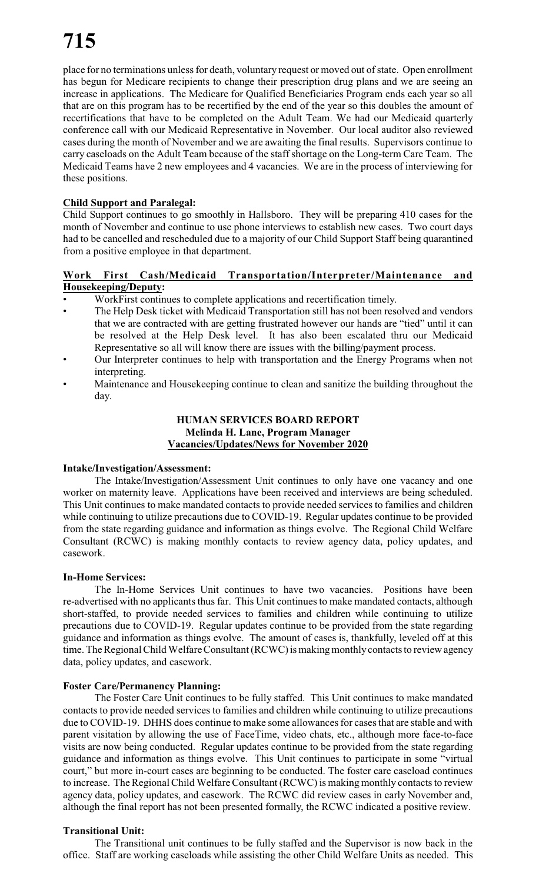place for no terminations unless for death, voluntary request or moved out of state. Open enrollment has begun for Medicare recipients to change their prescription drug plans and we are seeing an increase in applications. The Medicare for Qualified Beneficiaries Program ends each year so all that are on this program has to be recertified by the end of the year so this doubles the amount of recertifications that have to be completed on the Adult Team. We had our Medicaid quarterly conference call with our Medicaid Representative in November. Our local auditor also reviewed cases during the month of November and we are awaiting the final results. Supervisors continue to carry caseloads on the Adult Team because of the staff shortage on the Long-term Care Team. The Medicaid Teams have 2 new employees and 4 vacancies. We are in the process of interviewing for these positions.

**Child Support and Paralegal:**
Child Support continues to go smoothly in Hallsboro. They will be preparing 410 cases for the month of November and continue to use phone interviews to establish new cases. Two court days had to be cancelled and rescheduled due to a majority of our Child Support Staff being quarantined from a positive employee in that department.

**Work First Cash/Medicaid Transportation/Interpreter/Maintenance and Housekeeping/Deputy:**

- WorkFirst continues to complete applications and recertification timely.
- The Help Desk ticket with Medicaid Transportation still has not been resolved and vendors that we are contracted with are getting frustrated however our hands are "tied" until it can be resolved at the Help Desk level. It has also been escalated thru our Medicaid Representative so all will know there are issues with the billing/payment process.
- Our Interpreter continues to help with transportation and the Energy Programs when not interpreting.
- Maintenance and Housekeeping continue to clean and sanitize the building throughout the day.

**HUMAN SERVICES BOARD REPORT**
**Melinda H. Lane, Program Manager**
**Vacancies/Updates/News for November 2020**

**Intake/Investigation/Assessment:**
The Intake/Investigation/Assessment Unit continues to only have one vacancy and one worker on maternity leave. Applications have been received and interviews are being scheduled. This Unit continues to make mandated contacts to provide needed services to families and children while continuing to utilize precautions due to COVID-19. Regular updates continue to be provided from the state regarding guidance and information as things evolve. The Regional Child Welfare Consultant (RCWC) is making monthly contacts to review agency data, policy updates, and casework.

**In-Home Services:**
The In-Home Services Unit continues to have two vacancies. Positions have been re-advertised with no applicants thus far. This Unit continues to make mandated contacts, although short-staffed, to provide needed services to families and children while continuing to utilize precautions due to COVID-19. Regular updates continue to be provided from the state regarding guidance and information as things evolve. The amount of cases is, thankfully, leveled off at this time. The Regional Child Welfare Consultant (RCWC) is making monthly contacts to review agency data, policy updates, and casework.

**Foster Care/Permanency Planning:**
The Foster Care Unit continues to be fully staffed. This Unit continues to make mandated contacts to provide needed services to families and children while continuing to utilize precautions due to COVID-19. DHHS does continue to make some allowances for cases that are stable and with parent visitation by allowing the use of FaceTime, video chats, etc., although more face-to-face visits are now being conducted. Regular updates continue to be provided from the state regarding guidance and information as things evolve. This Unit continues to participate in some "virtual court," but more in-court cases are beginning to be conducted. The foster care caseload continues to increase. The Regional Child Welfare Consultant (RCWC) is making monthly contacts to review agency data, policy updates, and casework. The RCWC did review cases in early November and, although the final report has not been presented formally, the RCWC indicated a positive review.

**Transitional Unit:**
The Transitional unit continues to be fully staffed and the Supervisor is now back in the office. Staff are working caseloads while assisting the other Child Welfare Units as needed. This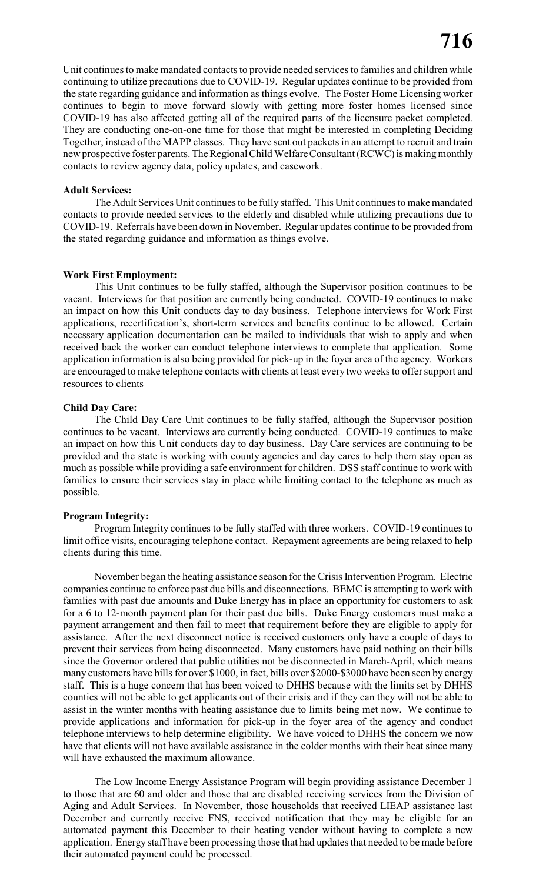Unit continues to make mandated contacts to provide needed services to families and children while continuing to utilize precautions due to COVID-19. Regular updates continue to be provided from the state regarding guidance and information as things evolve. The Foster Home Licensing worker continues to begin to move forward slowly with getting more foster homes licensed since COVID-19 has also affected getting all of the required parts of the licensure packet completed. They are conducting one-on-one time for those that might be interested in completing Deciding Together, instead of the MAPP classes. They have sent out packets in an attempt to recruit and train new prospective foster parents. The Regional Child Welfare Consultant (RCWC) is making monthly contacts to review agency data, policy updates, and casework.

**Adult Services:**

The Adult Services Unit continues to be fully staffed. This Unit continues to make mandated contacts to provide needed services to the elderly and disabled while utilizing precautions due to COVID-19. Referrals have been down in November. Regular updates continue to be provided from the stated regarding guidance and information as things evolve.

**Work First Employment:**

This Unit continues to be fully staffed, although the Supervisor position continues to be vacant. Interviews for that position are currently being conducted. COVID-19 continues to make an impact on how this Unit conducts day to day business. Telephone interviews for Work First applications, recertification's, short-term services and benefits continue to be allowed. Certain necessary application documentation can be mailed to individuals that wish to apply and when received back the worker can conduct telephone interviews to complete that application. Some application information is also being provided for pick-up in the foyer area of the agency. Workers are encouraged to make telephone contacts with clients at least every two weeks to offer support and resources to clients

**Child Day Care:**

The Child Day Care Unit continues to be fully staffed, although the Supervisor position continues to be vacant. Interviews are currently being conducted. COVID-19 continues to make an impact on how this Unit conducts day to day business. Day Care services are continuing to be provided and the state is working with county agencies and day cares to help them stay open as much as possible while providing a safe environment for children. DSS staff continue to work with families to ensure their services stay in place while limiting contact to the telephone as much as possible.

**Program Integrity:**

Program Integrity continues to be fully staffed with three workers. COVID-19 continues to limit office visits, encouraging telephone contact. Repayment agreements are being relaxed to help clients during this time.

November began the heating assistance season for the Crisis Intervention Program. Electric companies continue to enforce past due bills and disconnections. BEMC is attempting to work with families with past due amounts and Duke Energy has in place an opportunity for customers to ask for a 6 to 12-month payment plan for their past due bills. Duke Energy customers must make a payment arrangement and then fail to meet that requirement before they are eligible to apply for assistance. After the next disconnect notice is received customers only have a couple of days to prevent their services from being disconnected. Many customers have paid nothing on their bills since the Governor ordered that public utilities not be disconnected in March-April, which means many customers have bills for over $1000, in fact, bills over $2000-$3000 have been seen by energy staff. This is a huge concern that has been voiced to DHHS because with the limits set by DHHS counties will not be able to get applicants out of their crisis and if they can they will not be able to assist in the winter months with heating assistance due to limits being met now. We continue to provide applications and information for pick-up in the foyer area of the agency and conduct telephone interviews to help determine eligibility. We have voiced to DHHS the concern we now have that clients will not have available assistance in the colder months with their heat since many will have exhausted the maximum allowance.

The Low Income Energy Assistance Program will begin providing assistance December 1 to those that are 60 and older and those that are disabled receiving services from the Division of Aging and Adult Services. In November, those households that received LIEAP assistance last December and currently receive FNS, received notification that they may be eligible for an automated payment this December to their heating vendor without having to complete a new application. Energy staff have been processing those that had updates that needed to be made before their automated payment could be processed.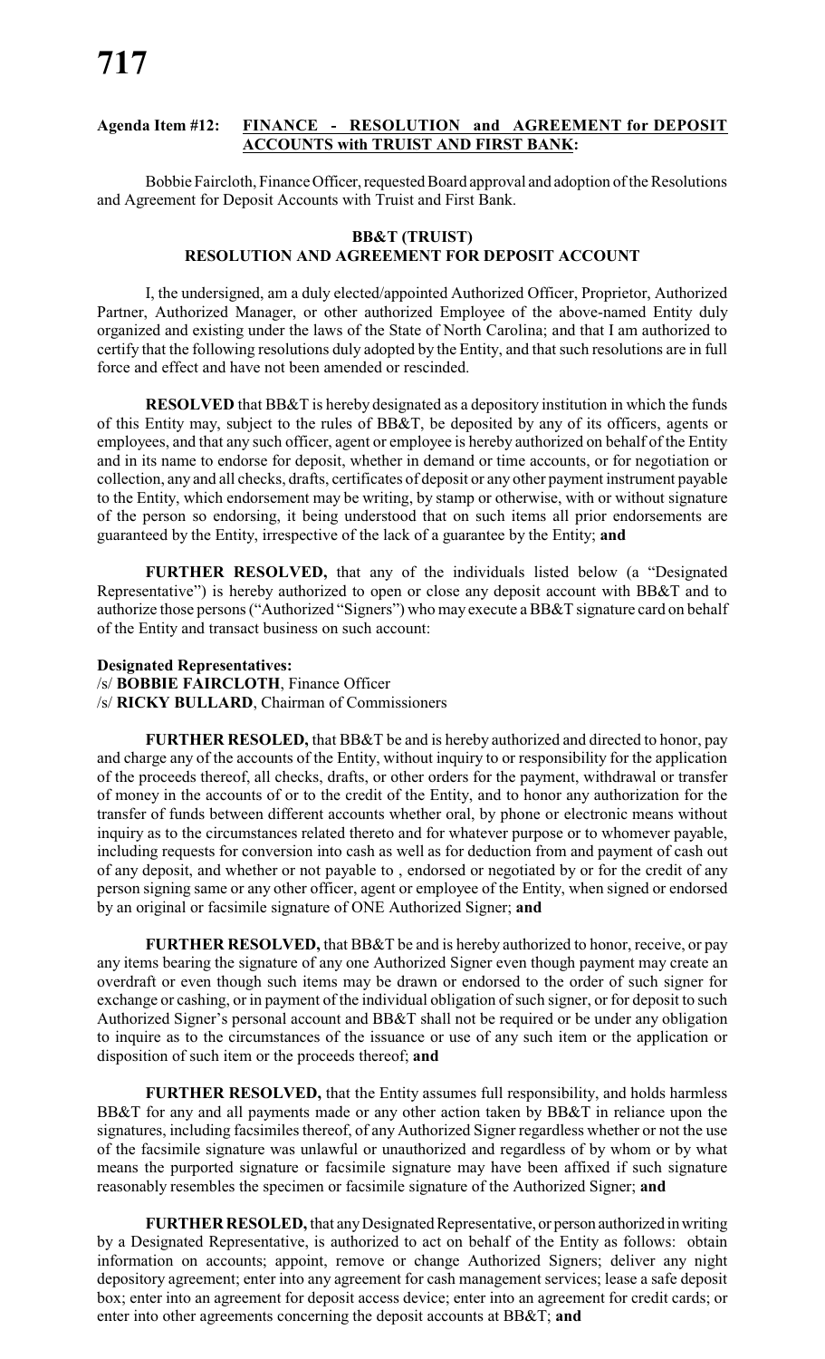**Agenda Item #12: FINANCE - RESOLUTION and AGREEMENT for DEPOSIT ACCOUNTS with TRUIST AND FIRST BANK:**

Bobbie Faircloth, Finance Officer, requested Board approval and adoption of the Resolutions and Agreement for Deposit Accounts with Truist and First Bank.

**BB&T (TRUIST)**
**RESOLUTION AND AGREEMENT FOR DEPOSIT ACCOUNT**

I, the undersigned, am a duly elected/appointed Authorized Officer, Proprietor, Authorized Partner, Authorized Manager, or other authorized Employee of the above-named Entity duly organized and existing under the laws of the State of North Carolina; and that I am authorized to certify that the following resolutions duly adopted by the Entity, and that such resolutions are in full force and effect and have not been amended or rescinded.

**RESOLVED** that BB&T is hereby designated as a depository institution in which the funds of this Entity may, subject to the rules of BB&T, be deposited by any of its officers, agents or employees, and that any such officer, agent or employee is hereby authorized on behalf of the Entity and in its name to endorse for deposit, whether in demand or time accounts, or for negotiation or collection, any and all checks, drafts, certificates of deposit or any other payment instrument payable to the Entity, which endorsement may be writing, by stamp or otherwise, with or without signature of the person so endorsing, it being understood that on such items all prior endorsements are guaranteed by the Entity, irrespective of the lack of a guarantee by the Entity; **and**

**FURTHER RESOLVED,** that any of the individuals listed below (a "Designated Representative") is hereby authorized to open or close any deposit account with BB&T and to authorize those persons ("Authorized "Signers") who may execute a BB&T signature card on behalf of the Entity and transact business on such account:

**Designated Representatives:**
/s/ **BOBBIE FAIRCLOTH**, Finance Officer
/s/ **RICKY BULLARD**, Chairman of Commissioners

**FURTHER RESOLED,** that BB&T be and is hereby authorized and directed to honor, pay and charge any of the accounts of the Entity, without inquiry to or responsibility for the application of the proceeds thereof, all checks, drafts, or other orders for the payment, withdrawal or transfer of money in the accounts of or to the credit of the Entity, and to honor any authorization for the transfer of funds between different accounts whether oral, by phone or electronic means without inquiry as to the circumstances related thereto and for whatever purpose or to whomever payable, including requests for conversion into cash as well as for deduction from and payment of cash out of any deposit, and whether or not payable to , endorsed or negotiated by or for the credit of any person signing same or any other officer, agent or employee of the Entity, when signed or endorsed by an original or facsimile signature of ONE Authorized Signer; **and**

**FURTHER RESOLVED,** that BB&T be and is hereby authorized to honor, receive, or pay any items bearing the signature of any one Authorized Signer even though payment may create an overdraft or even though such items may be drawn or endorsed to the order of such signer for exchange or cashing, or in payment of the individual obligation of such signer, or for deposit to such Authorized Signer's personal account and BB&T shall not be required or be under any obligation to inquire as to the circumstances of the issuance or use of any such item or the application or disposition of such item or the proceeds thereof; **and**

**FURTHER RESOLVED,** that the Entity assumes full responsibility, and holds harmless BB&T for any and all payments made or any other action taken by BB&T in reliance upon the signatures, including facsimiles thereof, of any Authorized Signer regardless whether or not the use of the facsimile signature was unlawful or unauthorized and regardless of by whom or by what means the purported signature or facsimile signature may have been affixed if such signature reasonably resembles the specimen or facsimile signature of the Authorized Signer; **and**

**FURTHER RESOLED,** that any Designated Representative, or person authorized in writing by a Designated Representative, is authorized to act on behalf of the Entity as follows: obtain information on accounts; appoint, remove or change Authorized Signers; deliver any night depository agreement; enter into any agreement for cash management services; lease a safe deposit box; enter into an agreement for deposit access device; enter into an agreement for credit cards; or enter into other agreements concerning the deposit accounts at BB&T; **and**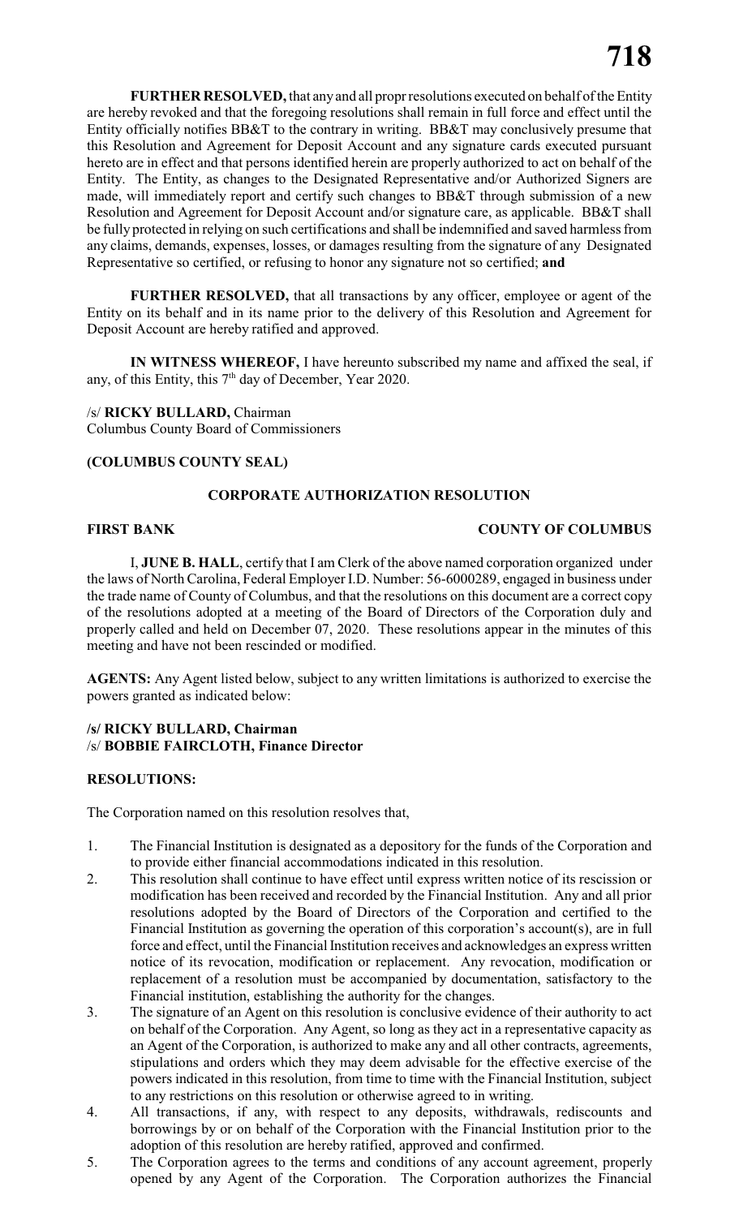**FURTHER RESOLVED,** that any and all propr resolutions executed on behalf of the Entity are hereby revoked and that the foregoing resolutions shall remain in full force and effect until the Entity officially notifies BB&T to the contrary in writing. BB&T may conclusively presume that this Resolution and Agreement for Deposit Account and any signature cards executed pursuant hereto are in effect and that persons identified herein are properly authorized to act on behalf of the Entity. The Entity, as changes to the Designated Representative and/or Authorized Signers are made, will immediately report and certify such changes to BB&T through submission of a new Resolution and Agreement for Deposit Account and/or signature care, as applicable. BB&T shall be fully protected in relying on such certifications and shall be indemnified and saved harmless from any claims, demands, expenses, losses, or damages resulting from the signature of any Designated Representative so certified, or refusing to honor any signature not so certified; **and**

**FURTHER RESOLVED,** that all transactions by any officer, employee or agent of the Entity on its behalf and in its name prior to the delivery of this Resolution and Agreement for Deposit Account are hereby ratified and approved.

**IN WITNESS WHEREOF,** I have hereunto subscribed my name and affixed the seal, if any, of this Entity, this 7th day of December, Year 2020.

/s/ **RICKY BULLARD,** Chairman
Columbus County Board of Commissioners

**(COLUMBUS COUNTY SEAL)**

**CORPORATE AUTHORIZATION RESOLUTION**

**FIRST BANK** **COUNTY OF COLUMBUS**

I, **JUNE B. HALL**, certify that I am Clerk of the above named corporation organized under the laws of North Carolina, Federal Employer I.D. Number: 56-6000289, engaged in business under the trade name of County of Columbus, and that the resolutions on this document are a correct copy of the resolutions adopted at a meeting of the Board of Directors of the Corporation duly and properly called and held on December 07, 2020. These resolutions appear in the minutes of this meeting and have not been rescinded or modified.

**AGENTS:** Any Agent listed below, subject to any written limitations is authorized to exercise the powers granted as indicated below:

**/s/ RICKY BULLARD, Chairman**
/s/ **BOBBIE FAIRCLOTH, Finance Director**

**RESOLUTIONS:**

The Corporation named on this resolution resolves that,

1. The Financial Institution is designated as a depository for the funds of the Corporation and to provide either financial accommodations indicated in this resolution.
2. This resolution shall continue to have effect until express written notice of its rescission or modification has been received and recorded by the Financial Institution. Any and all prior resolutions adopted by the Board of Directors of the Corporation and certified to the Financial Institution as governing the operation of this corporation's account(s), are in full force and effect, until the Financial Institution receives and acknowledges an express written notice of its revocation, modification or replacement. Any revocation, modification or replacement of a resolution must be accompanied by documentation, satisfactory to the Financial institution, establishing the authority for the changes.
3. The signature of an Agent on this resolution is conclusive evidence of their authority to act on behalf of the Corporation. Any Agent, so long as they act in a representative capacity as an Agent of the Corporation, is authorized to make any and all other contracts, agreements, stipulations and orders which they may deem advisable for the effective exercise of the powers indicated in this resolution, from time to time with the Financial Institution, subject to any restrictions on this resolution or otherwise agreed to in writing.
4. All transactions, if any, with respect to any deposits, withdrawals, rediscounts and borrowings by or on behalf of the Corporation with the Financial Institution prior to the adoption of this resolution are hereby ratified, approved and confirmed.
5. The Corporation agrees to the terms and conditions of any account agreement, properly opened by any Agent of the Corporation. The Corporation authorizes the Financial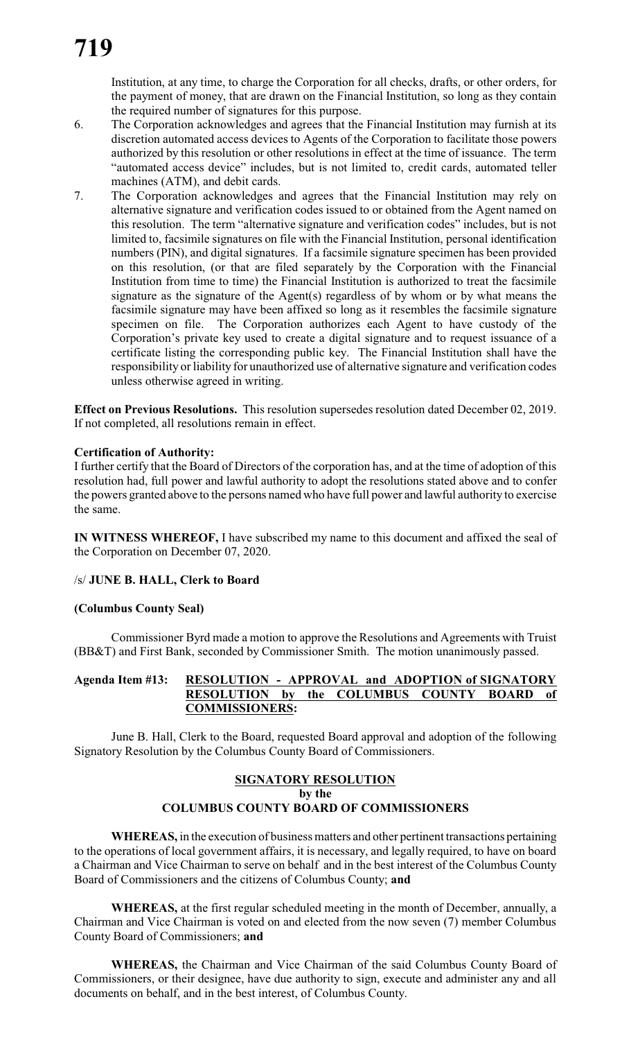Institution, at any time, to charge the Corporation for all checks, drafts, or other orders, for the payment of money, that are drawn on the Financial Institution, so long as they contain the required number of signatures for this purpose.

6. The Corporation acknowledges and agrees that the Financial Institution may furnish at its discretion automated access devices to Agents of the Corporation to facilitate those powers authorized by this resolution or other resolutions in effect at the time of issuance. The term "automated access device" includes, but is not limited to, credit cards, automated teller machines (ATM), and debit cards.
7. The Corporation acknowledges and agrees that the Financial Institution may rely on alternative signature and verification codes issued to or obtained from the Agent named on this resolution. The term "alternative signature and verification codes" includes, but is not limited to, facsimile signatures on file with the Financial Institution, personal identification numbers (PIN), and digital signatures. If a facsimile signature specimen has been provided on this resolution, (or that are filed separately by the Corporation with the Financial Institution from time to time) the Financial Institution is authorized to treat the facsimile signature as the signature of the Agent(s) regardless of by whom or by what means the facsimile signature may have been affixed so long as it resembles the facsimile signature specimen on file. The Corporation authorizes each Agent to have custody of the Corporation's private key used to create a digital signature and to request issuance of a certificate listing the corresponding public key. The Financial Institution shall have the responsibility or liability for unauthorized use of alternative signature and verification codes unless otherwise agreed in writing.

**Effect on Previous Resolutions.** This resolution supersedes resolution dated December 02, 2019. If not completed, all resolutions remain in effect.

**Certification of Authority:**
I further certify that the Board of Directors of the corporation has, and at the time of adoption of this resolution had, full power and lawful authority to adopt the resolutions stated above and to confer the powers granted above to the persons named who have full power and lawful authority to exercise the same.

**IN WITNESS WHEREOF,** I have subscribed my name to this document and affixed the seal of the Corporation on December 07, 2020.

/s/ **JUNE B. HALL, Clerk to Board**

**(Columbus County Seal)**

Commissioner Byrd made a motion to approve the Resolutions and Agreements with Truist (BB&T) and First Bank, seconded by Commissioner Smith. The motion unanimously passed.

**Agenda Item #13: RESOLUTION - APPROVAL and ADOPTION of SIGNATORY RESOLUTION by the COLUMBUS COUNTY BOARD of COMMISSIONERS:**

June B. Hall, Clerk to the Board, requested Board approval and adoption of the following Signatory Resolution by the Columbus County Board of Commissioners.

**SIGNATORY RESOLUTION**
**by the**
**COLUMBUS COUNTY BOARD OF COMMISSIONERS**

**WHEREAS,** in the execution of business matters and other pertinent transactions pertaining to the operations of local government affairs, it is necessary, and legally required, to have on board a Chairman and Vice Chairman to serve on behalf and in the best interest of the Columbus County Board of Commissioners and the citizens of Columbus County; **and**

**WHEREAS,** at the first regular scheduled meeting in the month of December, annually, a Chairman and Vice Chairman is voted on and elected from the now seven (7) member Columbus County Board of Commissioners; **and**

**WHEREAS,** the Chairman and Vice Chairman of the said Columbus County Board of Commissioners, or their designee, have due authority to sign, execute and administer any and all documents on behalf, and in the best interest, of Columbus County.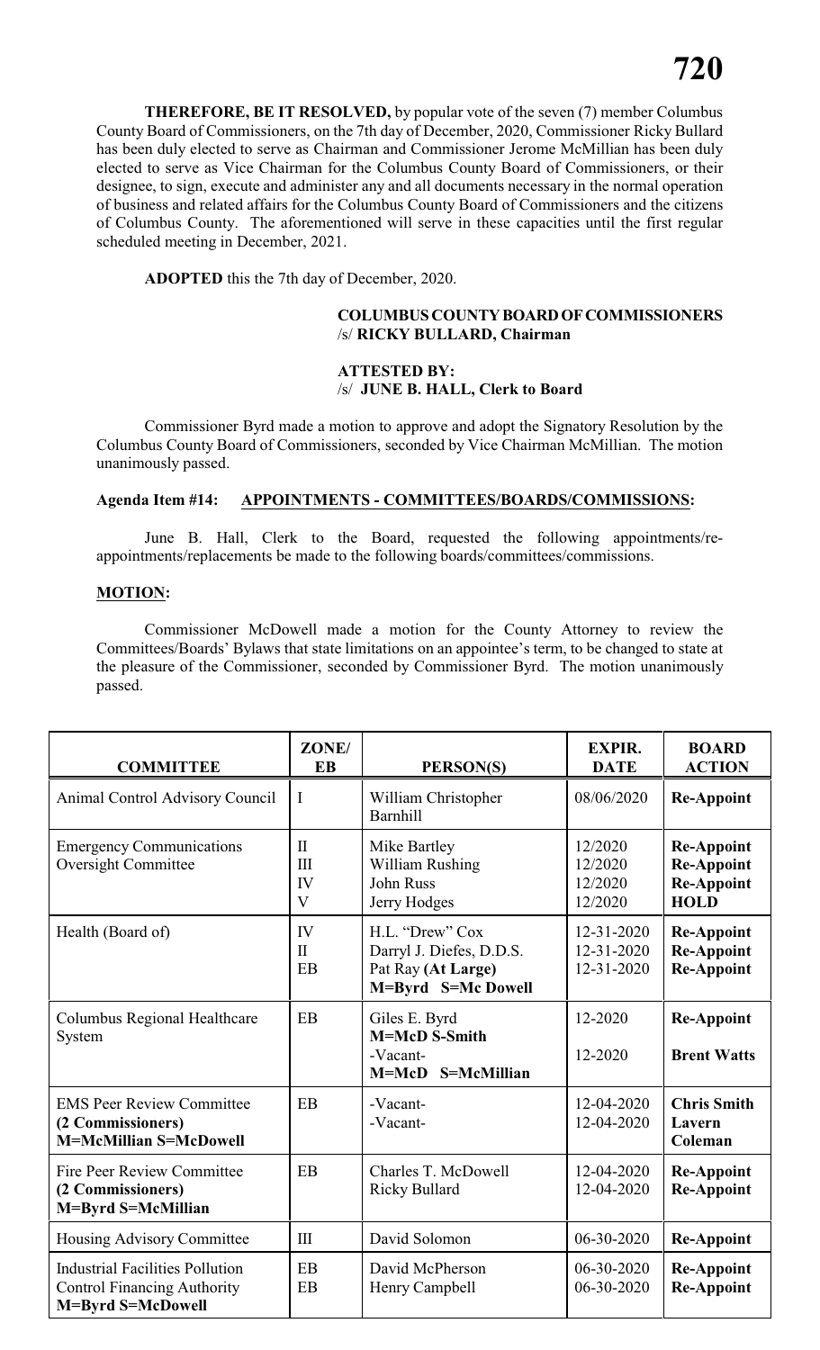**THEREFORE, BE IT RESOLVED,** by popular vote of the seven (7) member Columbus County Board of Commissioners, on the 7th day of December, 2020, Commissioner Ricky Bullard has been duly elected to serve as Chairman and Commissioner Jerome McMillian has been duly elected to serve as Vice Chairman for the Columbus County Board of Commissioners, or their designee, to sign, execute and administer any and all documents necessary in the normal operation of business and related affairs for the Columbus County Board of Commissioners and the citizens of Columbus County. The aforementioned will serve in these capacities until the first regular scheduled meeting in December, 2021.

**ADOPTED** this the 7th day of December, 2020.

**COLUMBUS COUNTY BOARD OF COMMISSIONERS**
/s/ **RICKY BULLARD, Chairman**

**ATTESTED BY:**
/s/ **JUNE B. HALL, Clerk to Board**

Commissioner Byrd made a motion to approve and adopt the Signatory Resolution by the Columbus County Board of Commissioners, seconded by Vice Chairman McMillian. The motion unanimously passed.

**Agenda Item #14: APPOINTMENTS - COMMITTEES/BOARDS/COMMISSIONS:**

June B. Hall, Clerk to the Board, requested the following appointments/re-appointments/replacements be made to the following boards/committees/commissions.

**MOTION:**

Commissioner McDowell made a motion for the County Attorney to review the Committees/Boards' Bylaws that state limitations on an appointee's term, to be changed to state at the pleasure of the Commissioner, seconded by Commissioner Byrd. The motion unanimously passed.

| COMMITTEE | ZONE/ EB | PERSON(S) | EXPIR. DATE | BOARD ACTION |
|---|---|---|---|---|
| Animal Control Advisory Council | I | William Christopher Barnhill | 08/06/2020 | **Re-Appoint** |
| Emergency Communications Oversight Committee | II<br>III<br>IV<br>V | Mike Bartley<br>William Rushing<br>John Russ<br>Jerry Hodges | 12/2020<br>12/2020<br>12/2020<br>12/2020 | **Re-Appoint**<br>**Re-Appoint**<br>**Re-Appoint**<br>**HOLD** |
| Health (Board of) | IV<br>II<br>EB | H.L. "Drew" Cox<br>Darryl J. Diefes, D.D.S.<br>Pat Ray **(At Large)**<br>**M=Byrd S=Mc Dowell** | 12-31-2020<br>12-31-2020<br>12-31-2020 | **Re-Appoint**<br>**Re-Appoint**<br>**Re-Appoint** |
| Columbus Regional Healthcare System | EB | Giles E. Byrd<br>**M=McD S-Smith**<br>-Vacant-<br>**M=McD S=McMillian** | 12-2020<br><br>12-2020 | **Re-Appoint**<br><br>**Brent Watts** |
| EMS Peer Review Committee **(2 Commissioners)** **M=McMillian S=McDowell** | EB | -Vacant-<br>-Vacant- | 12-04-2020<br>12-04-2020 | **Chris Smith**<br>**Lavern Coleman** |
| Fire Peer Review Committee **(2 Commissioners)** **M=Byrd S=McMillian** | EB | Charles T. McDowell<br>Ricky Bullard | 12-04-2020<br>12-04-2020 | **Re-Appoint**<br>**Re-Appoint** |
| Housing Advisory Committee | III | David Solomon | 06-30-2020 | **Re-Appoint** |
| Industrial Facilities Pollution Control Financing Authority **M=Byrd S=McDowell** | EB<br>EB | David McPherson<br>Henry Campbell | 06-30-2020<br>06-30-2020 | **Re-Appoint**<br>**Re-Appoint** |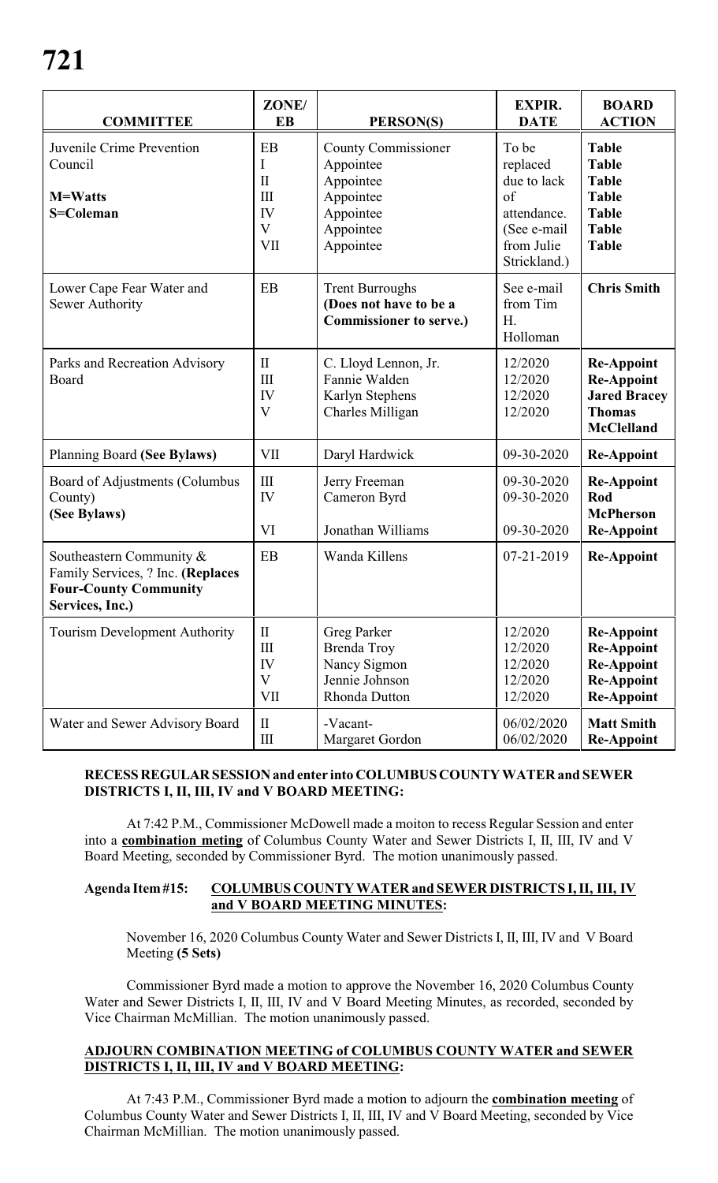| COMMITTEE | ZONE/ EB | PERSON(S) | EXPIR. DATE | BOARD ACTION |
|---|---|---|---|---|
| Juvenile Crime Prevention Council<br><br>**M=Watts**<br>**S=Coleman** | EB<br>I<br>II<br>III<br>IV<br>V<br>VII | County Commissioner<br>Appointee<br>Appointee<br>Appointee<br>Appointee<br>Appointee<br>Appointee | To be replaced due to lack of attendance. (See e-mail from Julie Strickland.) | **Table**<br>**Table**<br>**Table**<br>**Table**<br>**Table**<br>**Table**<br>**Table** |
| Lower Cape Fear Water and Sewer Authority | EB | Trent Burroughs<br>**(Does not have to be a Commissioner to serve.)** | See e-mail from Tim H. Holloman | **Chris Smith** |
| Parks and Recreation Advisory Board | II<br>III<br>IV<br>V | C. Lloyd Lennon, Jr.<br>Fannie Walden<br>Karlyn Stephens<br>Charles Milligan | 12/2020<br>12/2020<br>12/2020<br>12/2020 | **Re-Appoint**<br>**Re-Appoint**<br>**Jared Bracey**<br>**Thomas McClelland** |
| Planning Board **(See Bylaws)** | VII | Daryl Hardwick | 09-30-2020 | **Re-Appoint** |
| Board of Adjustments (Columbus County)<br>**(See Bylaws)** | III<br>IV<br><br>VI | Jerry Freeman<br>Cameron Byrd<br><br>Jonathan Williams | 09-30-2020<br>09-30-2020<br><br>09-30-2020 | **Re-Appoint**<br>**Rod McPherson**<br>**Re-Appoint** |
| Southeastern Community & Family Services, ? Inc. **(Replaces Four-County Community Services, Inc.)** | EB | Wanda Killens | 07-21-2019 | **Re-Appoint** |
| Tourism Development Authority | II<br>III<br>IV<br>V<br>VII | Greg Parker<br>Brenda Troy<br>Nancy Sigmon<br>Jennie Johnson<br>Rhonda Dutton | 12/2020<br>12/2020<br>12/2020<br>12/2020<br>12/2020 | **Re-Appoint**<br>**Re-Appoint**<br>**Re-Appoint**<br>**Re-Appoint**<br>**Re-Appoint** |
| Water and Sewer Advisory Board | II<br>III | -Vacant-<br>Margaret Gordon | 06/02/2020<br>06/02/2020 | **Matt Smith**<br>**Re-Appoint** |

**RECESS REGULAR SESSION and enter into COLUMBUS COUNTY WATER and SEWER DISTRICTS I, II, III, IV and V BOARD MEETING:**

At 7:42 P.M., Commissioner McDowell made a moiton to recess Regular Session and enter into a **combination meting** of Columbus County Water and Sewer Districts I, II, III, IV and V Board Meeting, seconded by Commissioner Byrd. The motion unanimously passed.

**Agenda Item #15: COLUMBUS COUNTY WATER and SEWER DISTRICTS I, II, III, IV and V BOARD MEETING MINUTES:**

November 16, 2020 Columbus County Water and Sewer Districts I, II, III, IV and V Board Meeting **(5 Sets)**

Commissioner Byrd made a motion to approve the November 16, 2020 Columbus County Water and Sewer Districts I, II, III, IV and V Board Meeting Minutes, as recorded, seconded by Vice Chairman McMillian. The motion unanimously passed.

**ADJOURN COMBINATION MEETING of COLUMBUS COUNTY WATER and SEWER DISTRICTS I, II, III, IV and V BOARD MEETING:**

At 7:43 P.M., Commissioner Byrd made a motion to adjourn the **combination meeting** of Columbus County Water and Sewer Districts I, II, III, IV and V Board Meeting, seconded by Vice Chairman McMillian. The motion unanimously passed.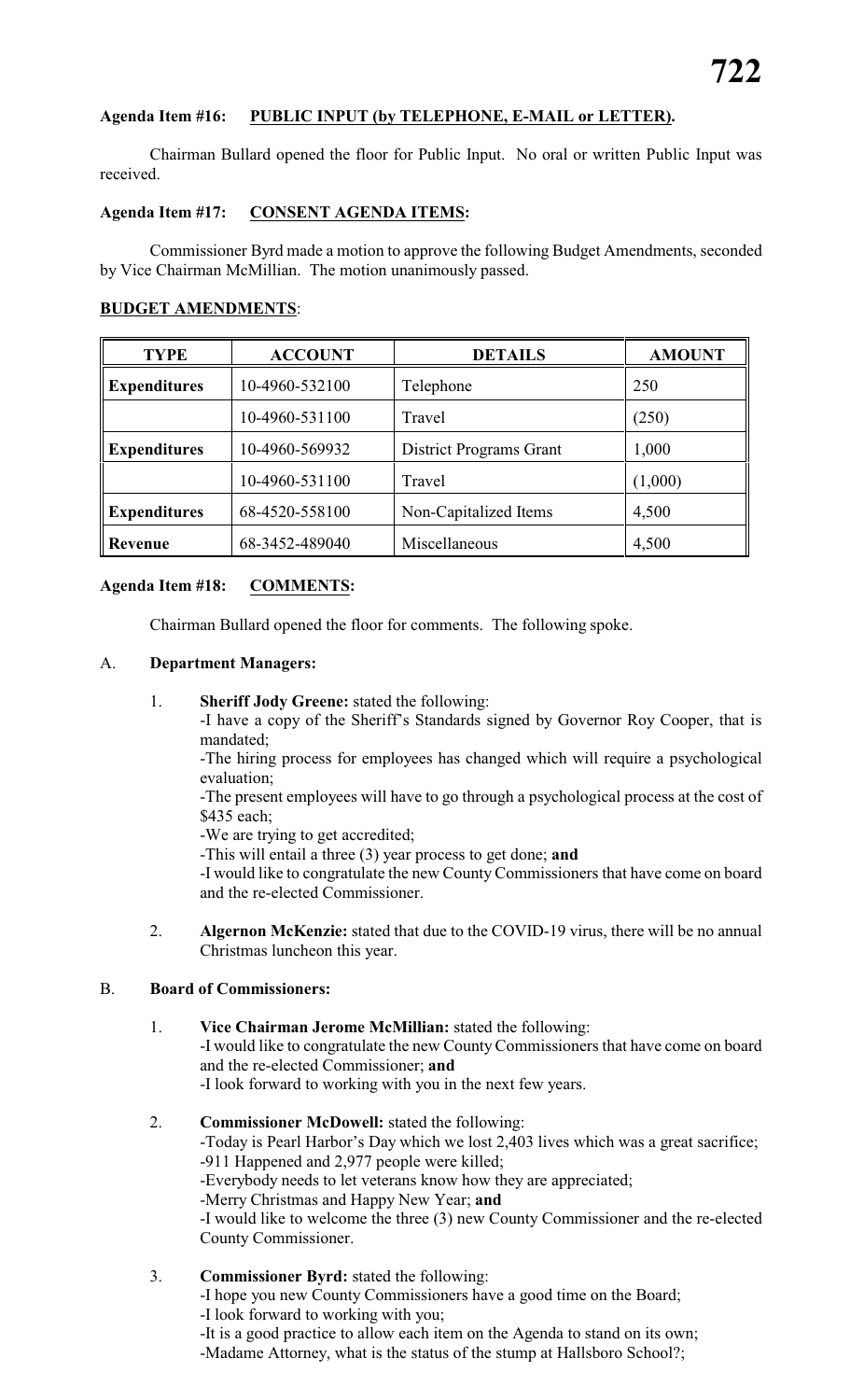**Agenda Item #16: PUBLIC INPUT (by TELEPHONE, E-MAIL or LETTER).**

Chairman Bullard opened the floor for Public Input. No oral or written Public Input was received.

**Agenda Item #17: CONSENT AGENDA ITEMS:**

Commissioner Byrd made a motion to approve the following Budget Amendments, seconded by Vice Chairman McMillian. The motion unanimously passed.

**BUDGET AMENDMENTS**:

| TYPE | ACCOUNT | DETAILS | AMOUNT |
|---|---|---|---|
| **Expenditures** | 10-4960-532100 | Telephone | 250 |
| | 10-4960-531100 | Travel | (250) |
| **Expenditures** | 10-4960-569932 | District Programs Grant | 1,000 |
| | 10-4960-531100 | Travel | (1,000) |
| **Expenditures** | 68-4520-558100 | Non-Capitalized Items | 4,500 |
| **Revenue** | 68-3452-489040 | Miscellaneous | 4,500 |

**Agenda Item #18: COMMENTS:**

Chairman Bullard opened the floor for comments. The following spoke.

A. **Department Managers:**

1. **Sheriff Jody Greene:** stated the following:
   -I have a copy of the Sheriff's Standards signed by Governor Roy Cooper, that is mandated;
   -The hiring process for employees has changed which will require a psychological evaluation;
   -The present employees will have to go through a psychological process at the cost of $435 each;
   -We are trying to get accredited;
   -This will entail a three (3) year process to get done; **and**
   -I would like to congratulate the new County Commissioners that have come on board and the re-elected Commissioner.

2. **Algernon McKenzie:** stated that due to the COVID-19 virus, there will be no annual Christmas luncheon this year.

B. **Board of Commissioners:**

1. **Vice Chairman Jerome McMillian:** stated the following:
   -I would like to congratulate the new County Commissioners that have come on board and the re-elected Commissioner; **and**
   -I look forward to working with you in the next few years.

2. **Commissioner McDowell:** stated the following:
   -Today is Pearl Harbor's Day which we lost 2,403 lives which was a great sacrifice;
   -911 Happened and 2,977 people were killed;
   -Everybody needs to let veterans know how they are appreciated;
   -Merry Christmas and Happy New Year; **and**
   -I would like to welcome the three (3) new County Commissioner and the re-elected County Commissioner.

3. **Commissioner Byrd:** stated the following:
   -I hope you new County Commissioners have a good time on the Board;
   -I look forward to working with you;
   -It is a good practice to allow each item on the Agenda to stand on its own;
   -Madame Attorney, what is the status of the stump at Hallsboro School?;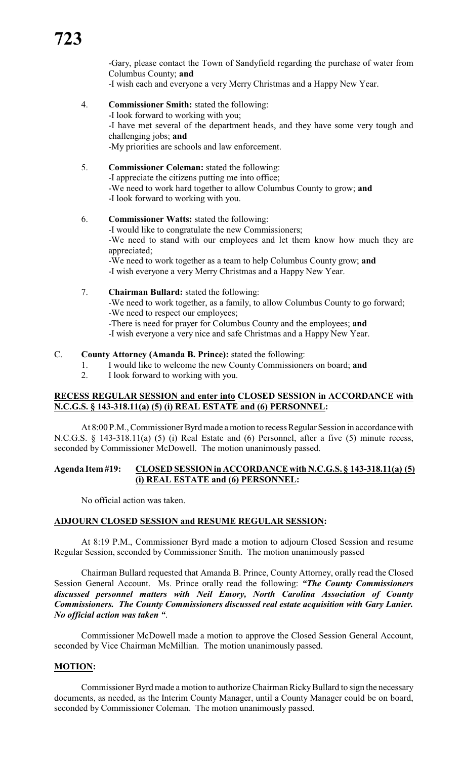-Gary, please contact the Town of Sandyfield regarding the purchase of water from Columbus County; **and**
-I wish each and everyone a very Merry Christmas and a Happy New Year.

4. **Commissioner Smith:** stated the following:
   -I look forward to working with you;
   -I have met several of the department heads, and they have some very tough and challenging jobs; **and**
   -My priorities are schools and law enforcement.

5. **Commissioner Coleman:** stated the following:
   -I appreciate the citizens putting me into office;
   -We need to work hard together to allow Columbus County to grow; **and**
   -I look forward to working with you.

6. **Commissioner Watts:** stated the following:
   -I would like to congratulate the new Commissioners;
   -We need to stand with our employees and let them know how much they are appreciated;
   -We need to work together as a team to help Columbus County grow; **and**
   -I wish everyone a very Merry Christmas and a Happy New Year.

7. **Chairman Bullard:** stated the following:
   -We need to work together, as a family, to allow Columbus County to go forward;
   -We need to respect our employees;
   -There is need for prayer for Columbus County and the employees; **and**
   -I wish everyone a very nice and safe Christmas and a Happy New Year.

C. **County Attorney (Amanda B. Prince):** stated the following:
   1. I would like to welcome the new County Commissioners on board; **and**
   2. I look forward to working with you.

**RECESS REGULAR SESSION and enter into CLOSED SESSION in ACCORDANCE with N.C.G.S. § 143-318.11(a) (5) (i) REAL ESTATE and (6) PERSONNEL:**

At 8:00 P.M., Commissioner Byrd made a motion to recess Regular Session in accordance with N.C.G.S. § 143-318.11(a) (5) (i) Real Estate and (6) Personnel, after a five (5) minute recess, seconded by Commissioner McDowell. The motion unanimously passed.

**Agenda Item #19: CLOSED SESSION in ACCORDANCE with N.C.G.S. § 143-318.11(a) (5) (i) REAL ESTATE and (6) PERSONNEL:**

No official action was taken.

**ADJOURN CLOSED SESSION and RESUME REGULAR SESSION:**

At 8:19 P.M., Commissioner Byrd made a motion to adjourn Closed Session and resume Regular Session, seconded by Commissioner Smith. The motion unanimously passed

Chairman Bullard requested that Amanda B. Prince, County Attorney, orally read the Closed Session General Account. Ms. Prince orally read the following: ***"The County Commissioners discussed personnel matters with Neil Emory, North Carolina Association of County Commissioners. The County Commissioners discussed real estate acquisition with Gary Lanier. No official action was taken "***.

Commissioner McDowell made a motion to approve the Closed Session General Account, seconded by Vice Chairman McMillian. The motion unanimously passed.

**MOTION:**

Commissioner Byrd made a motion to authorize Chairman Ricky Bullard to sign the necessary documents, as needed, as the Interim County Manager, until a County Manager could be on board, seconded by Commissioner Coleman. The motion unanimously passed.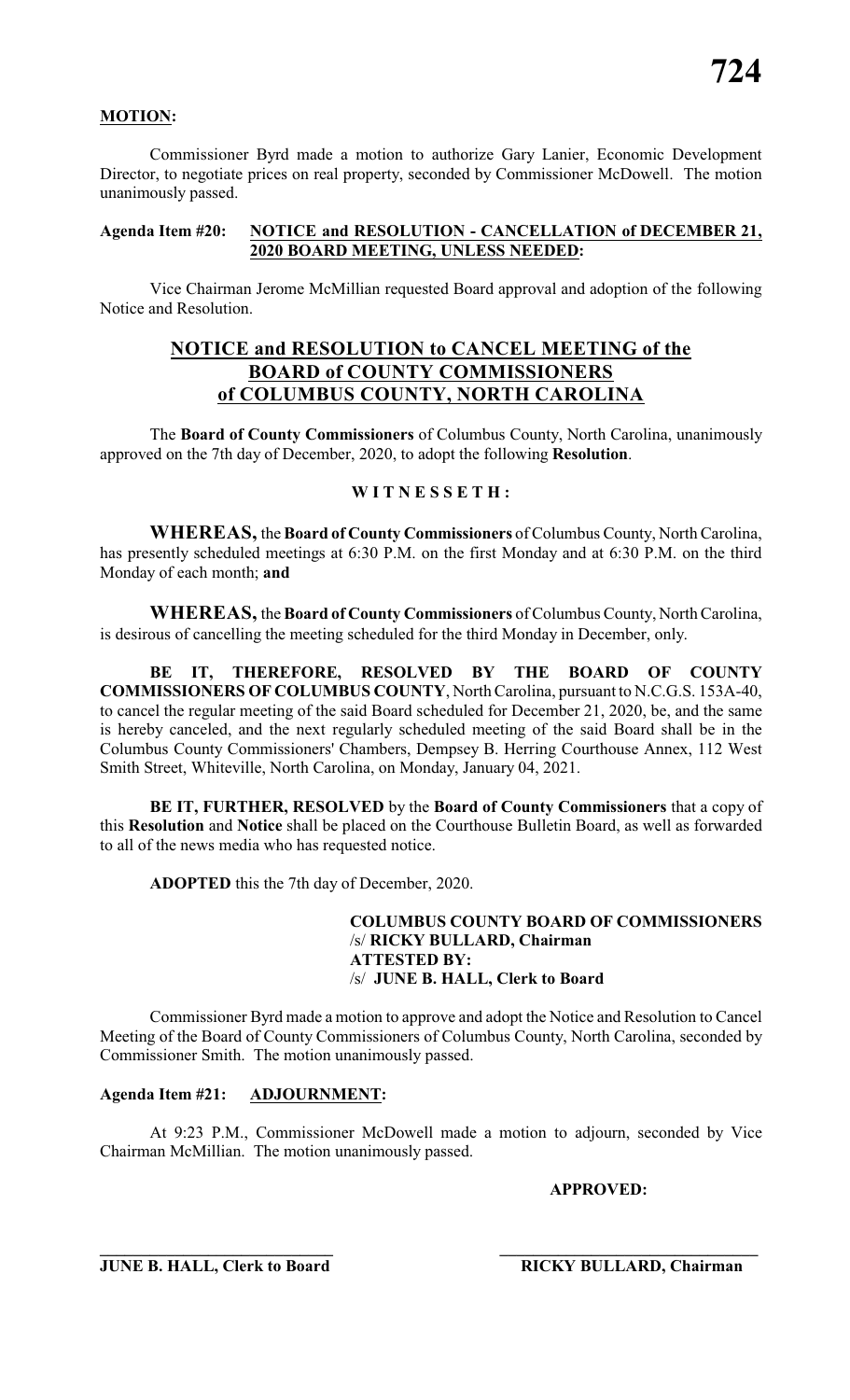**MOTION:**

Commissioner Byrd made a motion to authorize Gary Lanier, Economic Development Director, to negotiate prices on real property, seconded by Commissioner McDowell. The motion unanimously passed.

**Agenda Item #20: NOTICE and RESOLUTION - CANCELLATION of DECEMBER 21, 2020 BOARD MEETING, UNLESS NEEDED:**

Vice Chairman Jerome McMillian requested Board approval and adoption of the following Notice and Resolution.

## NOTICE and RESOLUTION to CANCEL MEETING of the BOARD of COUNTY COMMISSIONERS of COLUMBUS COUNTY, NORTH CAROLINA

The **Board of County Commissioners** of Columbus County, North Carolina, unanimously approved on the 7th day of December, 2020, to adopt the following **Resolution**.

**W I T N E S S E T H :**

**WHEREAS,** the **Board of County Commissioners** of Columbus County, North Carolina, has presently scheduled meetings at 6:30 P.M. on the first Monday and at 6:30 P.M. on the third Monday of each month; **and**

**WHEREAS,** the **Board of County Commissioners** of Columbus County, North Carolina, is desirous of cancelling the meeting scheduled for the third Monday in December, only.

**BE IT, THEREFORE, RESOLVED BY THE BOARD OF COUNTY COMMISSIONERS OF COLUMBUS COUNTY**, North Carolina, pursuant to N.C.G.S. 153A-40, to cancel the regular meeting of the said Board scheduled for December 21, 2020, be, and the same is hereby canceled, and the next regularly scheduled meeting of the said Board shall be in the Columbus County Commissioners' Chambers, Dempsey B. Herring Courthouse Annex, 112 West Smith Street, Whiteville, North Carolina, on Monday, January 04, 2021.

**BE IT, FURTHER, RESOLVED** by the **Board of County Commissioners** that a copy of this **Resolution** and **Notice** shall be placed on the Courthouse Bulletin Board, as well as forwarded to all of the news media who has requested notice.

**ADOPTED** this the 7th day of December, 2020.

**COLUMBUS COUNTY BOARD OF COMMISSIONERS**
/s/ **RICKY BULLARD, Chairman**
**ATTESTED BY:**
/s/ **JUNE B. HALL, Clerk to Board**

Commissioner Byrd made a motion to approve and adopt the Notice and Resolution to Cancel Meeting of the Board of County Commissioners of Columbus County, North Carolina, seconded by Commissioner Smith. The motion unanimously passed.

**Agenda Item #21: ADJOURNMENT:**

At 9:23 P.M., Commissioner McDowell made a motion to adjourn, seconded by Vice Chairman McMillian. The motion unanimously passed.

**APPROVED:**

\_\_\_\_\_\_\_\_\_\_\_\_\_\_\_\_\_\_\_\_\_\_\_\_\_\_\_\_\_\_ \_\_\_\_\_\_\_\_\_\_\_\_\_\_\_\_\_\_\_\_\_\_\_\_\_\_\_\_\_\_

**JUNE B. HALL, Clerk to Board** **RICKY BULLARD, Chairman**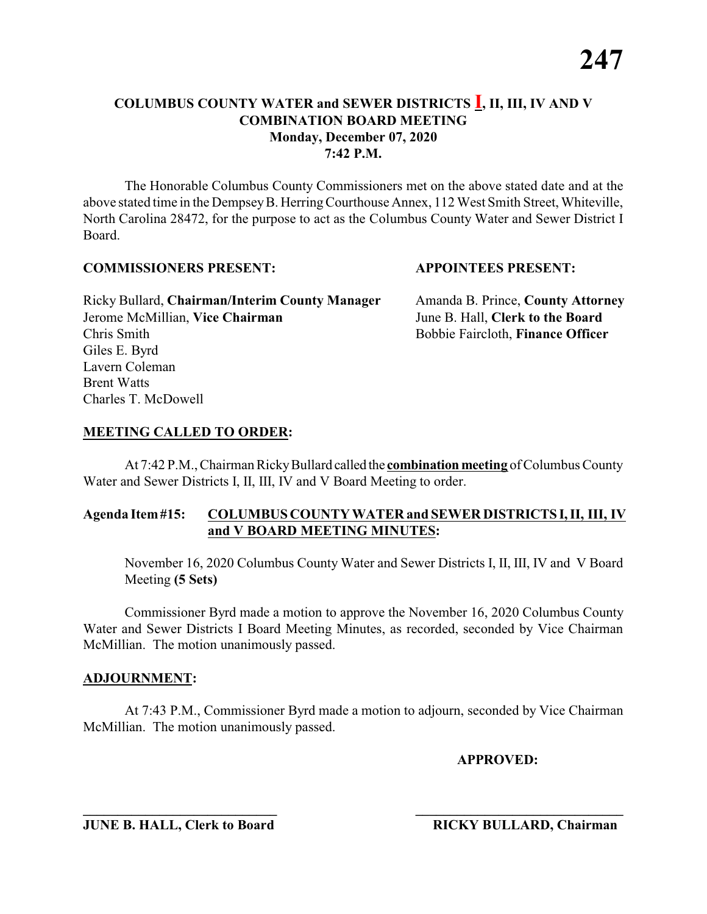# COLUMBUS COUNTY WATER and SEWER DISTRICTS I, II, III, IV AND V
## COMBINATION BOARD MEETING
### Monday, December 07, 2020
### 7:42 P.M.

The Honorable Columbus County Commissioners met on the above stated date and at the above stated time in the Dempsey B. Herring Courthouse Annex, 112 West Smith Street, Whiteville, North Carolina 28472, for the purpose to act as the Columbus County Water and Sewer District I Board.

**COMMISSIONERS PRESENT:**

Ricky Bullard, **Chairman/Interim County Manager**
Jerome McMillian, **Vice Chairman**
Chris Smith
Giles E. Byrd
Lavern Coleman
Brent Watts
Charles T. McDowell

**APPOINTEES PRESENT:**

Amanda B. Prince, **County Attorney**
June B. Hall, **Clerk to the Board**
Bobbie Faircloth, **Finance Officer**

**MEETING CALLED TO ORDER:**

At 7:42 P.M., Chairman Ricky Bullard called the **combination meeting** of Columbus County Water and Sewer Districts I, II, III, IV and V Board Meeting to order.

**Agenda Item #15: COLUMBUS COUNTY WATER and SEWER DISTRICTS I, II, III, IV and V BOARD MEETING MINUTES:**

November 16, 2020 Columbus County Water and Sewer Districts I, II, III, IV and V Board Meeting **(5 Sets)**

Commissioner Byrd made a motion to approve the November 16, 2020 Columbus County Water and Sewer Districts I Board Meeting Minutes, as recorded, seconded by Vice Chairman McMillian. The motion unanimously passed.

**ADJOURNMENT:**

At 7:43 P.M., Commissioner Byrd made a motion to adjourn, seconded by Vice Chairman McMillian. The motion unanimously passed.

**APPROVED:**

______________________________ ______________________________

**JUNE B. HALL, Clerk to Board** **RICKY BULLARD, Chairman**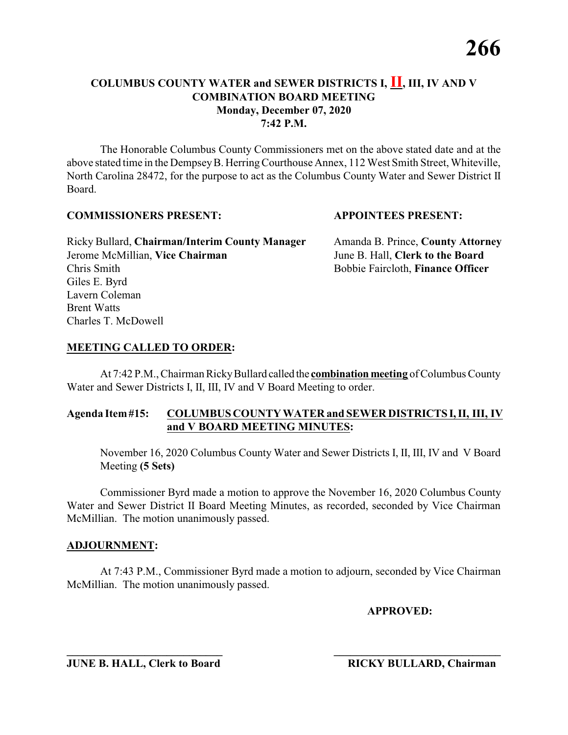# COLUMBUS COUNTY WATER and SEWER DISTRICTS I, II, III, IV AND V COMBINATION BOARD MEETING

**Monday, December 07, 2020**
**7:42 P.M.**

The Honorable Columbus County Commissioners met on the above stated date and at the above stated time in the Dempsey B. Herring Courthouse Annex, 112 West Smith Street, Whiteville, North Carolina 28472, for the purpose to act as the Columbus County Water and Sewer District II Board.

**COMMISSIONERS PRESENT:**

Ricky Bullard, **Chairman/Interim County Manager**
Jerome McMillian, **Vice Chairman**
Chris Smith
Giles E. Byrd
Lavern Coleman
Brent Watts
Charles T. McDowell

**APPOINTEES PRESENT:**

Amanda B. Prince, **County Attorney**
June B. Hall, **Clerk to the Board**
Bobbie Faircloth, **Finance Officer**

**MEETING CALLED TO ORDER:**

At 7:42 P.M., Chairman Ricky Bullard called the **combination meeting** of Columbus County Water and Sewer Districts I, II, III, IV and V Board Meeting to order.

**Agenda Item #15: COLUMBUS COUNTY WATER and SEWER DISTRICTS I, II, III, IV and V BOARD MEETING MINUTES:**

November 16, 2020 Columbus County Water and Sewer Districts I, II, III, IV and V Board Meeting **(5 Sets)**

Commissioner Byrd made a motion to approve the November 16, 2020 Columbus County Water and Sewer District II Board Meeting Minutes, as recorded, seconded by Vice Chairman McMillian. The motion unanimously passed.

**ADJOURNMENT:**

At 7:43 P.M., Commissioner Byrd made a motion to adjourn, seconded by Vice Chairman McMillian. The motion unanimously passed.

**APPROVED:**

\_\_\_\_\_\_\_\_\_\_\_\_\_\_\_\_\_\_\_\_\_\_\_\_\_\_\_\_
**JUNE B. HALL, Clerk to Board**

\_\_\_\_\_\_\_\_\_\_\_\_\_\_\_\_\_\_\_\_\_\_\_\_\_\_\_\_
**RICKY BULLARD, Chairman**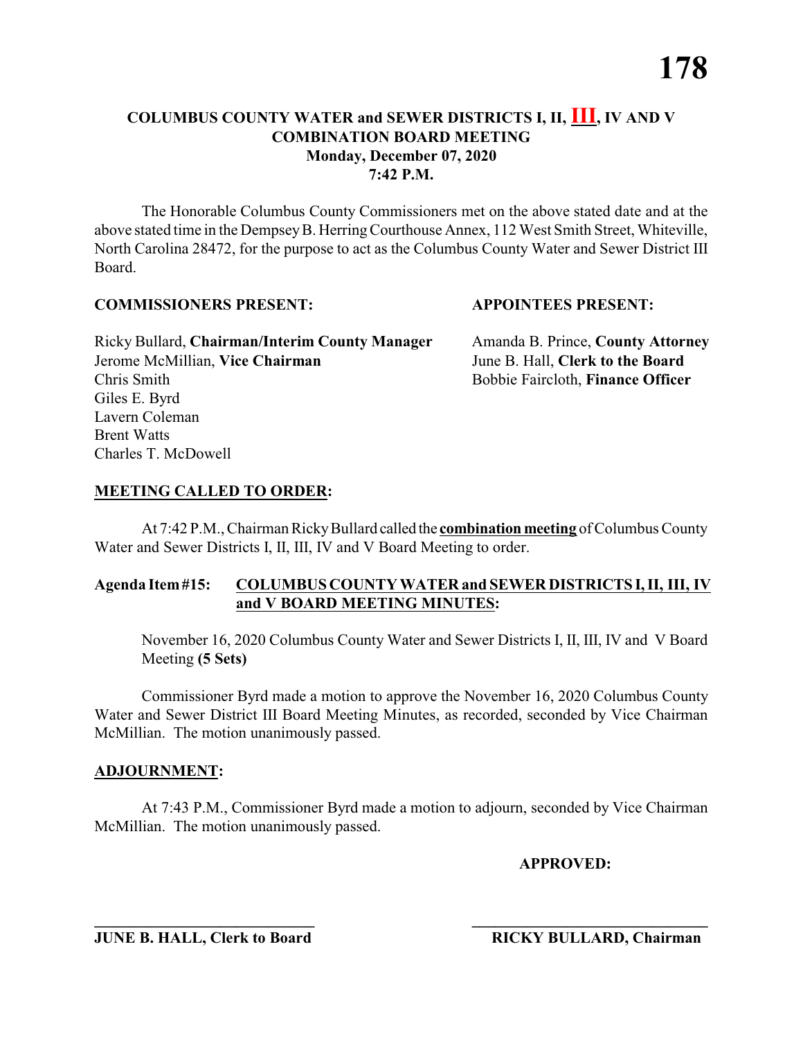**COLUMBUS COUNTY WATER and SEWER DISTRICTS I, II, III, IV AND V**
**COMBINATION BOARD MEETING**
**Monday, December 07, 2020**
**7:42 P.M.**

The Honorable Columbus County Commissioners met on the above stated date and at the above stated time in the Dempsey B. Herring Courthouse Annex, 112 West Smith Street, Whiteville, North Carolina 28472, for the purpose to act as the Columbus County Water and Sewer District III Board.

**COMMISSIONERS PRESENT:**

Ricky Bullard, **Chairman/Interim County Manager**
Jerome McMillian, **Vice Chairman**
Chris Smith
Giles E. Byrd
Lavern Coleman
Brent Watts
Charles T. McDowell

**APPOINTEES PRESENT:**

Amanda B. Prince, **County Attorney**
June B. Hall, **Clerk to the Board**
Bobbie Faircloth, **Finance Officer**

**MEETING CALLED TO ORDER:**

At 7:42 P.M., Chairman Ricky Bullard called the **combination meeting** of Columbus County Water and Sewer Districts I, II, III, IV and V Board Meeting to order.

**Agenda Item #15: COLUMBUS COUNTY WATER and SEWER DISTRICTS I, II, III, IV and V BOARD MEETING MINUTES:**

November 16, 2020 Columbus County Water and Sewer Districts I, II, III, IV and V Board Meeting **(5 Sets)**

Commissioner Byrd made a motion to approve the November 16, 2020 Columbus County Water and Sewer District III Board Meeting Minutes, as recorded, seconded by Vice Chairman McMillian. The motion unanimously passed.

**ADJOURNMENT:**

At 7:43 P.M., Commissioner Byrd made a motion to adjourn, seconded by Vice Chairman McMillian. The motion unanimously passed.

**APPROVED:**

______________________________
**JUNE B. HALL, Clerk to Board**

______________________________
**RICKY BULLARD, Chairman**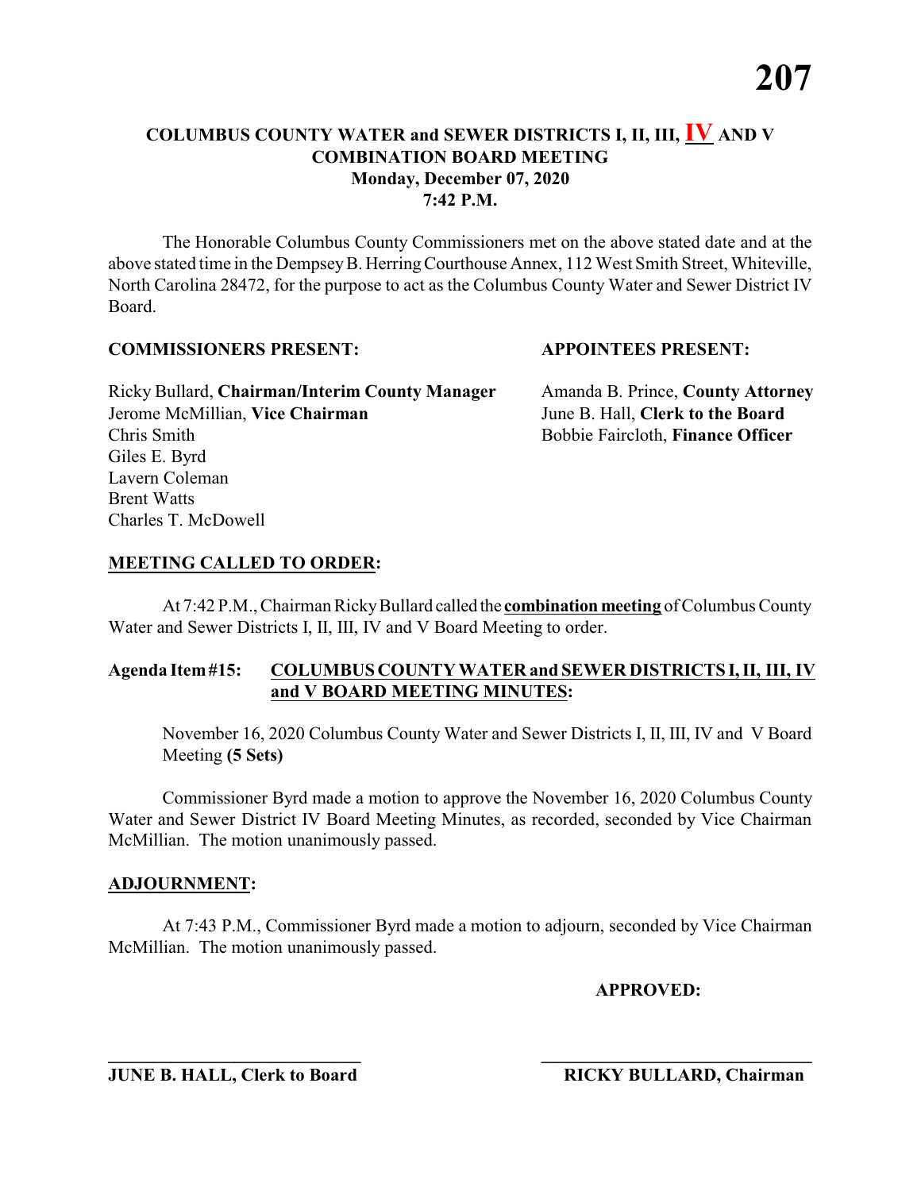# COLUMBUS COUNTY WATER and SEWER DISTRICTS I, II, III, IV AND V COMBINATION BOARD MEETING

**Monday, December 07, 2020**
**7:42 P.M.**

The Honorable Columbus County Commissioners met on the above stated date and at the above stated time in the Dempsey B. Herring Courthouse Annex, 112 West Smith Street, Whiteville, North Carolina 28472, for the purpose to act as the Columbus County Water and Sewer District IV Board.

**COMMISSIONERS PRESENT:**

Ricky Bullard, **Chairman/Interim County Manager**
Jerome McMillian, **Vice Chairman**
Chris Smith
Giles E. Byrd
Lavern Coleman
Brent Watts
Charles T. McDowell

**APPOINTEES PRESENT:**

Amanda B. Prince, **County Attorney**
June B. Hall, **Clerk to the Board**
Bobbie Faircloth, **Finance Officer**

**MEETING CALLED TO ORDER:**

At 7:42 P.M., Chairman Ricky Bullard called the **combination meeting** of Columbus County Water and Sewer Districts I, II, III, IV and V Board Meeting to order.

**Agenda Item #15: COLUMBUS COUNTY WATER and SEWER DISTRICTS I, II, III, IV and V BOARD MEETING MINUTES:**

November 16, 2020 Columbus County Water and Sewer Districts I, II, III, IV and V Board Meeting **(5 Sets)**

Commissioner Byrd made a motion to approve the November 16, 2020 Columbus County Water and Sewer District IV Board Meeting Minutes, as recorded, seconded by Vice Chairman McMillian. The motion unanimously passed.

**ADJOURNMENT:**

At 7:43 P.M., Commissioner Byrd made a motion to adjourn, seconded by Vice Chairman McMillian. The motion unanimously passed.

**APPROVED:**

\_\_\_\_\_\_\_\_\_\_\_\_\_\_\_\_\_\_\_\_\_\_\_\_\_\_\_\_
**JUNE B. HALL, Clerk to Board**

\_\_\_\_\_\_\_\_\_\_\_\_\_\_\_\_\_\_\_\_\_\_\_\_\_\_\_\_
**RICKY BULLARD, Chairman**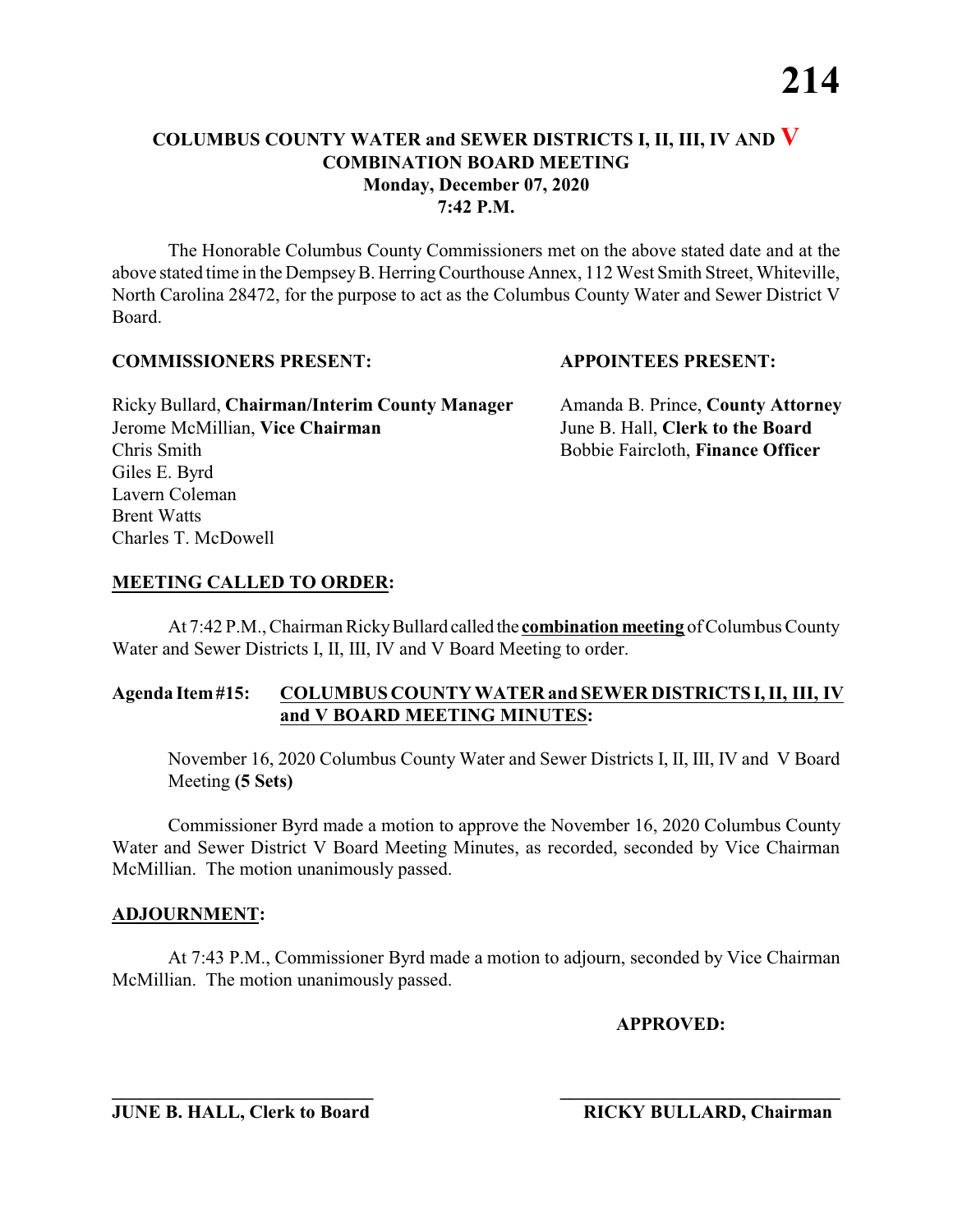# COLUMBUS COUNTY WATER and SEWER DISTRICTS I, II, III, IV AND V
## COMBINATION BOARD MEETING
### Monday, December 07, 2020
### 7:42 P.M.

The Honorable Columbus County Commissioners met on the above stated date and at the above stated time in the Dempsey B. Herring Courthouse Annex, 112 West Smith Street, Whiteville, North Carolina 28472, for the purpose to act as the Columbus County Water and Sewer District V Board.

**COMMISSIONERS PRESENT:**

Ricky Bullard, **Chairman/Interim County Manager**
Jerome McMillian, **Vice Chairman**
Chris Smith
Giles E. Byrd
Lavern Coleman
Brent Watts
Charles T. McDowell

**APPOINTEES PRESENT:**

Amanda B. Prince, **County Attorney**
June B. Hall, **Clerk to the Board**
Bobbie Faircloth, **Finance Officer**

**MEETING CALLED TO ORDER:**

At 7:42 P.M., Chairman Ricky Bullard called the **combination meeting** of Columbus County Water and Sewer Districts I, II, III, IV and V Board Meeting to order.

**Agenda Item #15: COLUMBUS COUNTY WATER and SEWER DISTRICTS I, II, III, IV and V BOARD MEETING MINUTES:**

November 16, 2020 Columbus County Water and Sewer Districts I, II, III, IV and V Board Meeting **(5 Sets)**

Commissioner Byrd made a motion to approve the November 16, 2020 Columbus County Water and Sewer District V Board Meeting Minutes, as recorded, seconded by Vice Chairman McMillian. The motion unanimously passed.

**ADJOURNMENT:**

At 7:43 P.M., Commissioner Byrd made a motion to adjourn, seconded by Vice Chairman McMillian. The motion unanimously passed.

**APPROVED:**

______________________________ ______________________________

**JUNE B. HALL, Clerk to Board** **RICKY BULLARD, Chairman**